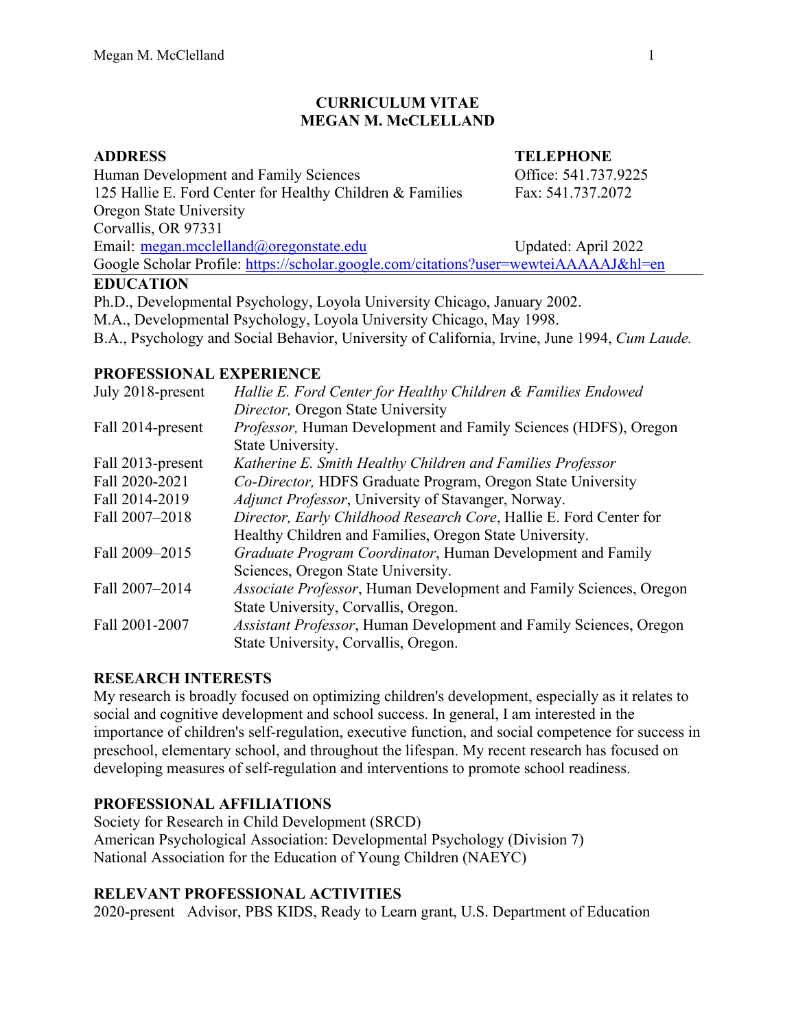# CURRICULUM VITAE
# MEGAN M. McCLELLAND

**ADDRESS**

Human Development and Family Sciences
125 Hallie E. Ford Center for Healthy Children & Families
Oregon State University
Corvallis, OR 97331
Email: [megan.mcclelland@oregonstate.edu](mailto:megan.mcclelland@oregonstate.edu)
Google Scholar Profile: [https://scholar.google.com/citations?user=wewteiAAAAAJ&hl=en](https://scholar.google.com/citations?user=wewteiAAAAAJ&hl=en)

**TELEPHONE**

Office: 541.737.9225
Fax: 541.737.2072

Updated: April 2022

## EDUCATION

Ph.D., Developmental Psychology, Loyola University Chicago, January 2002.
M.A., Developmental Psychology, Loyola University Chicago, May 1998.
B.A., Psychology and Social Behavior, University of California, Irvine, June 1994, *Cum Laude.*

## PROFESSIONAL EXPERIENCE

| | |
|---|---|
| July 2018-present | *Hallie E. Ford Center for Healthy Children & Families Endowed Director,* Oregon State University |
| Fall 2014-present | *Professor,* Human Development and Family Sciences (HDFS), Oregon State University. |
| Fall 2013-present | *Katherine E. Smith Healthy Children and Families Professor* |
| Fall 2020-2021 | *Co-Director,* HDFS Graduate Program, Oregon State University |
| Fall 2014-2019 | *Adjunct Professor*, University of Stavanger, Norway. |
| Fall 2007–2018 | *Director, Early Childhood Research Core*, Hallie E. Ford Center for Healthy Children and Families, Oregon State University. |
| Fall 2009–2015 | *Graduate Program Coordinator*, Human Development and Family Sciences, Oregon State University. |
| Fall 2007–2014 | *Associate Professor*, Human Development and Family Sciences, Oregon State University, Corvallis, Oregon. |
| Fall 2001-2007 | *Assistant Professor*, Human Development and Family Sciences, Oregon State University, Corvallis, Oregon. |

## RESEARCH INTERESTS

My research is broadly focused on optimizing children's development, especially as it relates to social and cognitive development and school success. In general, I am interested in the importance of children's self-regulation, executive function, and social competence for success in preschool, elementary school, and throughout the lifespan. My recent research has focused on developing measures of self-regulation and interventions to promote school readiness.

## PROFESSIONAL AFFILIATIONS

Society for Research in Child Development (SRCD)
American Psychological Association: Developmental Psychology (Division 7)
National Association for the Education of Young Children (NAEYC)

## RELEVANT PROFESSIONAL ACTIVITIES

2020-present Advisor, PBS KIDS, Ready to Learn grant, U.S. Department of Education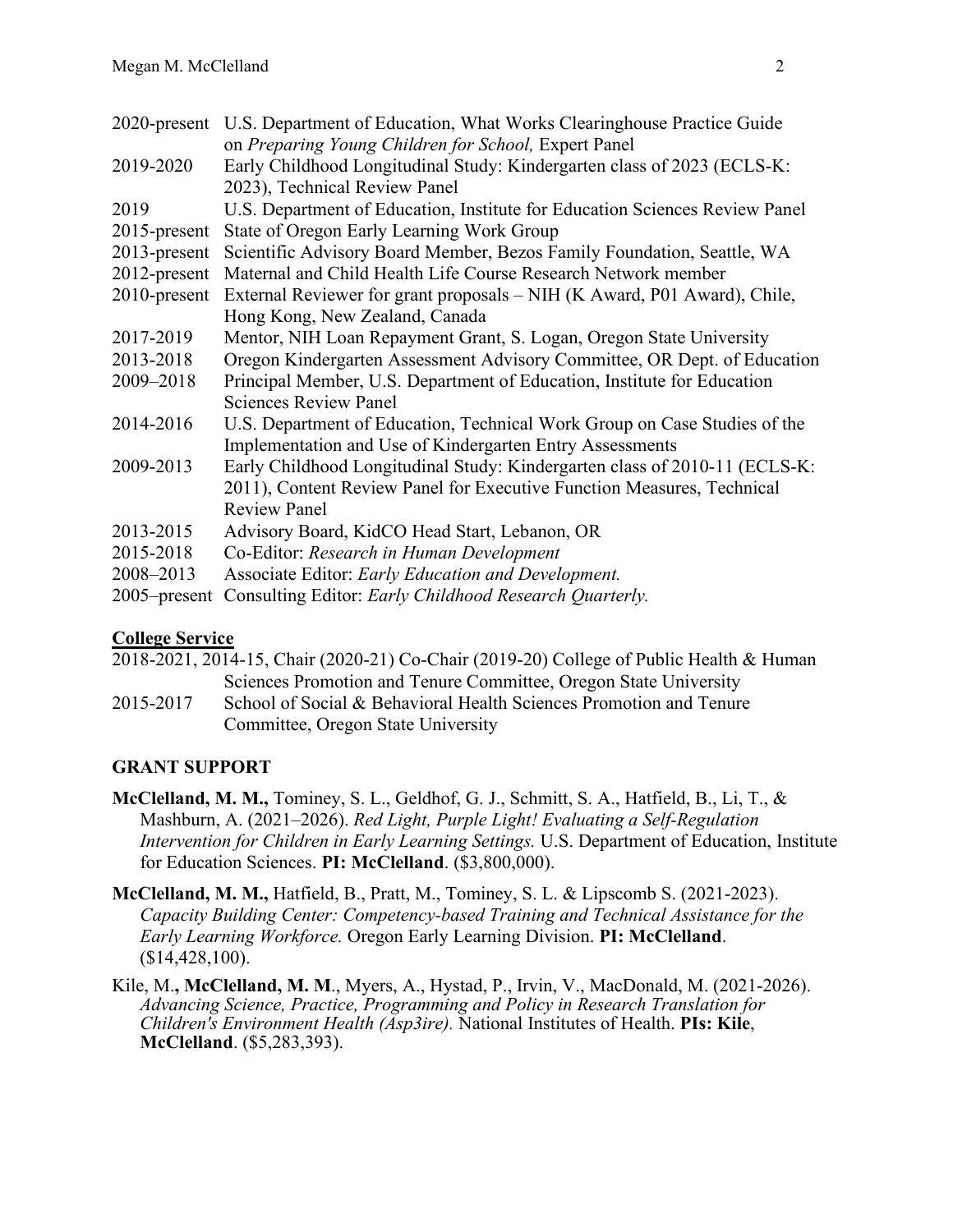2020-present U.S. Department of Education, What Works Clearinghouse Practice Guide on *Preparing Young Children for School,* Expert Panel

2019-2020 Early Childhood Longitudinal Study: Kindergarten class of 2023 (ECLS-K: 2023), Technical Review Panel

2019 U.S. Department of Education, Institute for Education Sciences Review Panel

2015-present State of Oregon Early Learning Work Group

2013-present Scientific Advisory Board Member, Bezos Family Foundation, Seattle, WA

2012-present Maternal and Child Health Life Course Research Network member

2010-present External Reviewer for grant proposals – NIH (K Award, P01 Award), Chile, Hong Kong, New Zealand, Canada

2017-2019 Mentor, NIH Loan Repayment Grant, S. Logan, Oregon State University

2013-2018 Oregon Kindergarten Assessment Advisory Committee, OR Dept. of Education

2009–2018 Principal Member, U.S. Department of Education, Institute for Education Sciences Review Panel

2014-2016 U.S. Department of Education, Technical Work Group on Case Studies of the Implementation and Use of Kindergarten Entry Assessments

2009-2013 Early Childhood Longitudinal Study: Kindergarten class of 2010-11 (ECLS-K: 2011), Content Review Panel for Executive Function Measures, Technical Review Panel

2013-2015 Advisory Board, KidCO Head Start, Lebanon, OR

2015-2018 Co-Editor: *Research in Human Development*

2008–2013 Associate Editor: *Early Education and Development.*

2005–present Consulting Editor: *Early Childhood Research Quarterly.*

**<u>College Service</u>**

2018-2021, 2014-15, Chair (2020-21) Co-Chair (2019-20) College of Public Health & Human Sciences Promotion and Tenure Committee, Oregon State University

2015-2017 School of Social & Behavioral Health Sciences Promotion and Tenure Committee, Oregon State University

## GRANT SUPPORT

**McClelland, M. M.,** Tominey, S. L., Geldhof, G. J., Schmitt, S. A., Hatfield, B., Li, T., & Mashburn, A. (2021–2026). *Red Light, Purple Light! Evaluating a Self-Regulation Intervention for Children in Early Learning Settings.* U.S. Department of Education, Institute for Education Sciences. **PI: McClelland**. ($3,800,000).

**McClelland, M. M.,** Hatfield, B., Pratt, M., Tominey, S. L. & Lipscomb S. (2021-2023). *Capacity Building Center: Competency-based Training and Technical Assistance for the Early Learning Workforce.* Oregon Early Learning Division. **PI: McClelland**. ($14,428,100).

Kile, M.**, McClelland, M. M**., Myers, A., Hystad, P., Irvin, V., MacDonald, M. (2021-2026). *Advancing Science, Practice, Programming and Policy in Research Translation for Children's Environment Health (Asp3ire).* National Institutes of Health. **PIs: Kile**, **McClelland**. ($5,283,393).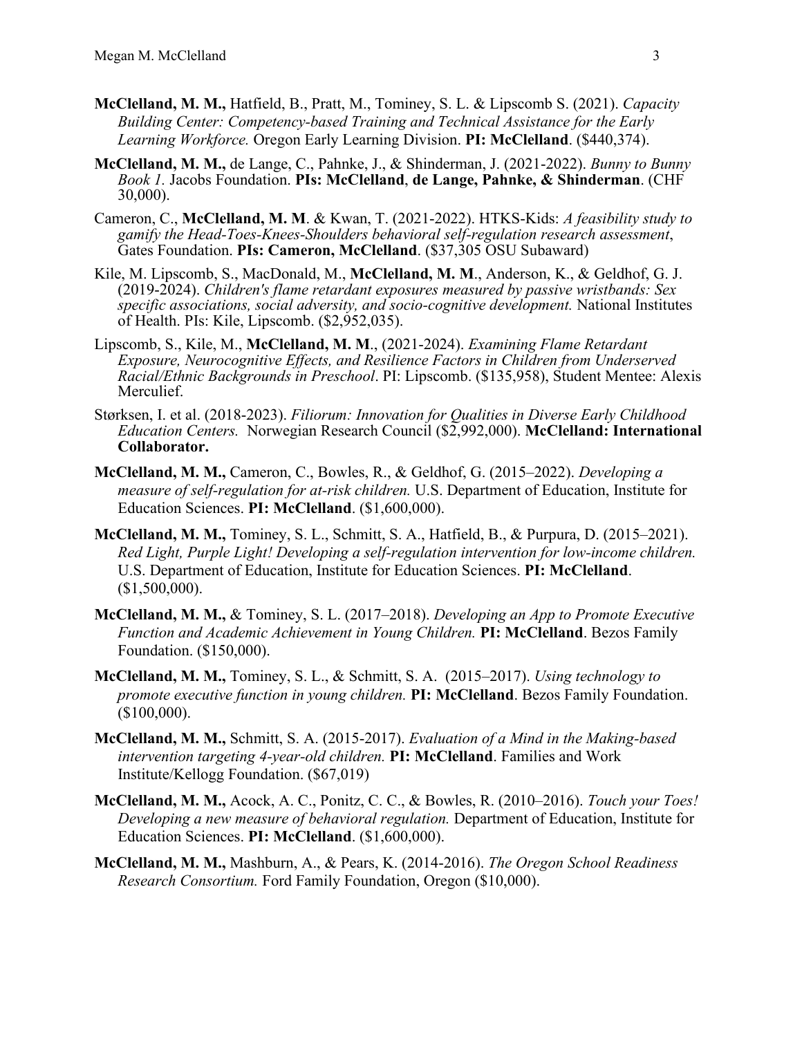**McClelland, M. M.,** Hatfield, B., Pratt, M., Tominey, S. L. & Lipscomb S. (2021). *Capacity Building Center: Competency-based Training and Technical Assistance for the Early Learning Workforce.* Oregon Early Learning Division. **PI: McClelland**. ($440,374).

**McClelland, M. M.,** de Lange, C., Pahnke, J., & Shinderman, J. (2021-2022). *Bunny to Bunny Book 1*. Jacobs Foundation. **PIs: McClelland**, **de Lange, Pahnke, & Shinderman**. (CHF 30,000).

Cameron, C., **McClelland, M. M**. & Kwan, T. (2021-2022). HTKS-Kids: *A feasibility study to gamify the Head-Toes-Knees-Shoulders behavioral self-regulation research assessment*, Gates Foundation. **PIs: Cameron, McClelland**. ($37,305 OSU Subaward)

Kile, M. Lipscomb, S., MacDonald, M., **McClelland, M. M**., Anderson, K., & Geldhof, G. J. (2019-2024). *Children's flame retardant exposures measured by passive wristbands: Sex specific associations, social adversity, and socio-cognitive development.* National Institutes of Health. PIs: Kile, Lipscomb. ($2,952,035).

Lipscomb, S., Kile, M., **McClelland, M. M**., (2021-2024). *Examining Flame Retardant Exposure, Neurocognitive Effects, and Resilience Factors in Children from Underserved Racial/Ethnic Backgrounds in Preschool*. PI: Lipscomb. ($135,958), Student Mentee: Alexis Merculief.

Størksen, I. et al. (2018-2023). *Filiorum: Innovation for Qualities in Diverse Early Childhood Education Centers.* Norwegian Research Council ($2,992,000). **McClelland: International Collaborator.**

**McClelland, M. M.,** Cameron, C., Bowles, R., & Geldhof, G. (2015–2022). *Developing a measure of self-regulation for at-risk children.* U.S. Department of Education, Institute for Education Sciences. **PI: McClelland**. ($1,600,000).

**McClelland, M. M.,** Tominey, S. L., Schmitt, S. A., Hatfield, B., & Purpura, D. (2015–2021). *Red Light, Purple Light! Developing a self-regulation intervention for low-income children.* U.S. Department of Education, Institute for Education Sciences. **PI: McClelland**. ($1,500,000).

**McClelland, M. M.,** & Tominey, S. L. (2017–2018). *Developing an App to Promote Executive Function and Academic Achievement in Young Children.* **PI: McClelland**. Bezos Family Foundation. ($150,000).

**McClelland, M. M.,** Tominey, S. L., & Schmitt, S. A. (2015–2017). *Using technology to promote executive function in young children.* **PI: McClelland**. Bezos Family Foundation. ($100,000).

**McClelland, M. M.,** Schmitt, S. A. (2015-2017). *Evaluation of a Mind in the Making-based intervention targeting 4-year-old children.* **PI: McClelland**. Families and Work Institute/Kellogg Foundation. ($67,019)

**McClelland, M. M.,** Acock, A. C., Ponitz, C. C., & Bowles, R. (2010–2016). *Touch your Toes! Developing a new measure of behavioral regulation.* Department of Education, Institute for Education Sciences. **PI: McClelland**. ($1,600,000).

**McClelland, M. M.,** Mashburn, A., & Pears, K. (2014-2016). *The Oregon School Readiness Research Consortium.* Ford Family Foundation, Oregon ($10,000).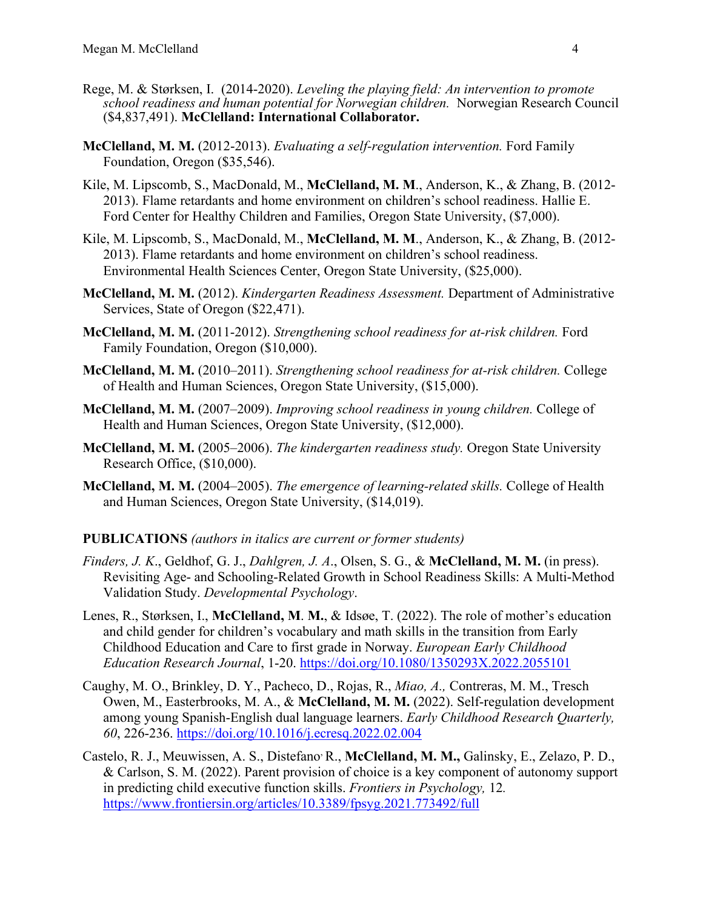Rege, M. & Størksen, I. (2014-2020). *Leveling the playing field: An intervention to promote school readiness and human potential for Norwegian children.* Norwegian Research Council ($4,837,491). **McClelland: International Collaborator.**

**McClelland, M. M.** (2012-2013). *Evaluating a self-regulation intervention.* Ford Family Foundation, Oregon ($35,546).

Kile, M. Lipscomb, S., MacDonald, M., **McClelland, M. M**., Anderson, K., & Zhang, B. (2012-2013). Flame retardants and home environment on children's school readiness. Hallie E. Ford Center for Healthy Children and Families, Oregon State University, ($7,000).

Kile, M. Lipscomb, S., MacDonald, M., **McClelland, M. M**., Anderson, K., & Zhang, B. (2012-2013). Flame retardants and home environment on children's school readiness. Environmental Health Sciences Center, Oregon State University, ($25,000).

**McClelland, M. M.** (2012). *Kindergarten Readiness Assessment.* Department of Administrative Services, State of Oregon ($22,471).

**McClelland, M. M.** (2011-2012). *Strengthening school readiness for at-risk children.* Ford Family Foundation, Oregon ($10,000).

**McClelland, M. M.** (2010–2011). *Strengthening school readiness for at-risk children.* College of Health and Human Sciences, Oregon State University, ($15,000).

**McClelland, M. M.** (2007–2009). *Improving school readiness in young children.* College of Health and Human Sciences, Oregon State University, ($12,000).

**McClelland, M. M.** (2005–2006). *The kindergarten readiness study.* Oregon State University Research Office, ($10,000).

**McClelland, M. M.** (2004–2005). *The emergence of learning-related skills.* College of Health and Human Sciences, Oregon State University, ($14,019).

**PUBLICATIONS** *(authors in italics are current or former students)*

*Finders, J. K*., Geldhof, G. J., *Dahlgren, J. A*., Olsen, S. G., & **McClelland, M. M.** (in press). Revisiting Age- and Schooling-Related Growth in School Readiness Skills: A Multi-Method Validation Study. *Developmental Psychology*.

Lenes, R., Størksen, I., **McClelland, M**. **M.**, & Idsøe, T. (2022). The role of mother's education and child gender for children's vocabulary and math skills in the transition from Early Childhood Education and Care to first grade in Norway. *European Early Childhood Education Research Journal*, 1-20. https://doi.org/10.1080/1350293X.2022.2055101

Caughy, M. O., Brinkley, D. Y., Pacheco, D., Rojas, R., *Miao, A.,* Contreras, M. M., Tresch Owen, M., Easterbrooks, M. A., & **McClelland, M. M.** (2022). Self-regulation development among young Spanish-English dual language learners. *Early Childhood Research Quarterly, 60*, 226-236. https://doi.org/10.1016/j.ecresq.2022.02.004

Castelo, R. J., Meuwissen, A. S., Distefano, R., **McClelland, M. M.,** Galinsky, E., Zelazo, P. D., & Carlson, S. M. (2022). Parent provision of choice is a key component of autonomy support in predicting child executive function skills. *Frontiers in Psychology,* 12. https://www.frontiersin.org/articles/10.3389/fpsyg.2021.773492/full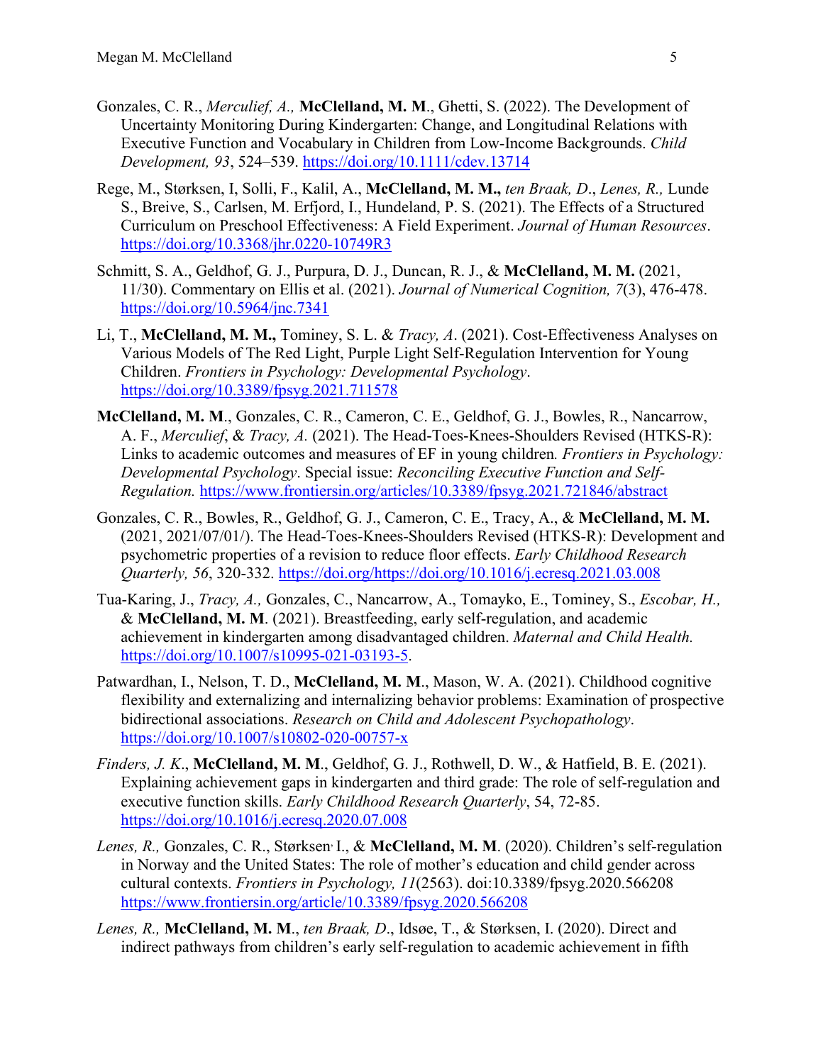Gonzales, C. R., *Merculief, A.,* **McClelland, M. M**., Ghetti, S. (2022). The Development of Uncertainty Monitoring During Kindergarten: Change, and Longitudinal Relations with Executive Function and Vocabulary in Children from Low-Income Backgrounds. *Child Development, 93*, 524–539. https://doi.org/10.1111/cdev.13714

Rege, M., Størksen, I, Solli, F., Kalil, A., **McClelland, M. M.,** *ten Braak, D*., *Lenes, R.,* Lunde S., Breive, S., Carlsen, M. Erfjord, I., Hundeland, P. S. (2021). The Effects of a Structured Curriculum on Preschool Effectiveness: A Field Experiment. *Journal of Human Resources*. https://doi.org/10.3368/jhr.0220-10749R3

Schmitt, S. A., Geldhof, G. J., Purpura, D. J., Duncan, R. J., & **McClelland, M. M.** (2021, 11/30). Commentary on Ellis et al. (2021). *Journal of Numerical Cognition, 7*(3), 476-478. https://doi.org/10.5964/jnc.7341

Li, T., **McClelland, M. M.,** Tominey, S. L. & *Tracy, A*. (2021). Cost-Effectiveness Analyses on Various Models of The Red Light, Purple Light Self-Regulation Intervention for Young Children. *Frontiers in Psychology: Developmental Psychology*. https://doi.org/10.3389/fpsyg.2021.711578

**McClelland, M. M**., Gonzales, C. R., Cameron, C. E., Geldhof, G. J., Bowles, R., Nancarrow, A. F., *Merculief*, & *Tracy, A.* (2021). The Head-Toes-Knees-Shoulders Revised (HTKS-R): Links to academic outcomes and measures of EF in young children*. Frontiers in Psychology: Developmental Psychology*. Special issue: *Reconciling Executive Function and Self-Regulation.* https://www.frontiersin.org/articles/10.3389/fpsyg.2021.721846/abstract

Gonzales, C. R., Bowles, R., Geldhof, G. J., Cameron, C. E., Tracy, A., & **McClelland, M. M.** (2021, 2021/07/01/). The Head-Toes-Knees-Shoulders Revised (HTKS-R): Development and psychometric properties of a revision to reduce floor effects. *Early Childhood Research Quarterly, 56*, 320-332. https://doi.org/https://doi.org/10.1016/j.ecresq.2021.03.008

Tua-Karing, J., *Tracy, A.,* Gonzales, C., Nancarrow, A., Tomayko, E., Tominey, S., *Escobar, H.,* & **McClelland, M. M**. (2021). Breastfeeding, early self-regulation, and academic achievement in kindergarten among disadvantaged children. *Maternal and Child Health.* https://doi.org/10.1007/s10995-021-03193-5.

Patwardhan, I., Nelson, T. D., **McClelland, M. M**., Mason, W. A. (2021). Childhood cognitive flexibility and externalizing and internalizing behavior problems: Examination of prospective bidirectional associations. *Research on Child and Adolescent Psychopathology*. https://doi.org/10.1007/s10802-020-00757-x

*Finders, J. K*., **McClelland, M. M**., Geldhof, G. J., Rothwell, D. W., & Hatfield, B. E. (2021). Explaining achievement gaps in kindergarten and third grade: The role of self-regulation and executive function skills. *Early Childhood Research Quarterly*, 54, 72-85. https://doi.org/10.1016/j.ecresq.2020.07.008

*Lenes, R.,* Gonzales, C. R., Størksen, I., & **McClelland, M. M**. (2020). Children's self-regulation in Norway and the United States: The role of mother's education and child gender across cultural contexts. *Frontiers in Psychology, 11*(2563). doi:10.3389/fpsyg.2020.566208 https://www.frontiersin.org/article/10.3389/fpsyg.2020.566208

*Lenes, R.,* **McClelland, M. M**., *ten Braak, D*., Idsøe, T., & Størksen, I. (2020). Direct and indirect pathways from children's early self-regulation to academic achievement in fifth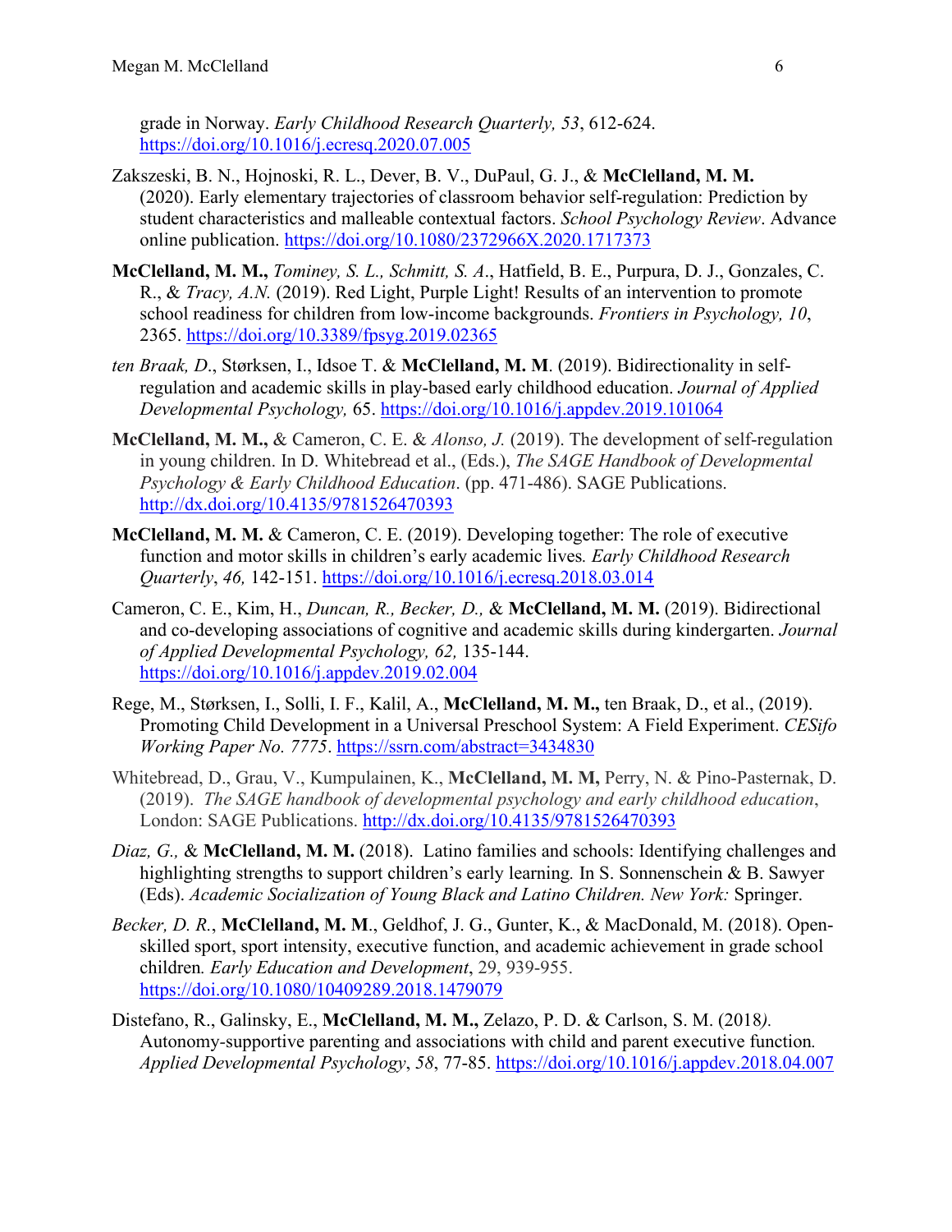grade in Norway. *Early Childhood Research Quarterly, 53*, 612-624. https://doi.org/10.1016/j.ecresq.2020.07.005

Zakszeski, B. N., Hojnoski, R. L., Dever, B. V., DuPaul, G. J., & **McClelland, M. M.** (2020). Early elementary trajectories of classroom behavior self-regulation: Prediction by student characteristics and malleable contextual factors. *School Psychology Review*. Advance online publication. https://doi.org/10.1080/2372966X.2020.1717373

**McClelland, M. M.,** *Tominey, S. L., Schmitt, S. A*., Hatfield, B. E., Purpura, D. J., Gonzales, C. R., & *Tracy, A.N.* (2019). Red Light, Purple Light! Results of an intervention to promote school readiness for children from low-income backgrounds. *Frontiers in Psychology, 10*, 2365. https://doi.org/10.3389/fpsyg.2019.02365

*ten Braak, D*., Størksen, I., Idsoe T. & **McClelland, M. M**. (2019). Bidirectionality in self-regulation and academic skills in play-based early childhood education. *Journal of Applied Developmental Psychology,* 65. https://doi.org/10.1016/j.appdev.2019.101064

**McClelland, M. M.,** & Cameron, C. E. & *Alonso, J.* (2019). The development of self-regulation in young children. In D. Whitebread et al., (Eds.), *The SAGE Handbook of Developmental Psychology & Early Childhood Education*. (pp. 471-486). SAGE Publications. http://dx.doi.org/10.4135/9781526470393

**McClelland, M. M.** & Cameron, C. E. (2019). Developing together: The role of executive function and motor skills in children's early academic lives*. Early Childhood Research Quarterly*, *46,* 142-151. https://doi.org/10.1016/j.ecresq.2018.03.014

Cameron, C. E., Kim, H., *Duncan, R., Becker, D.,* & **McClelland, M. M.** (2019). Bidirectional and co-developing associations of cognitive and academic skills during kindergarten. *Journal of Applied Developmental Psychology, 62,* 135-144. https://doi.org/10.1016/j.appdev.2019.02.004

Rege, M., Størksen, I., Solli, I. F., Kalil, A., **McClelland, M. M.,** ten Braak, D., et al., (2019). Promoting Child Development in a Universal Preschool System: A Field Experiment. *CESifo Working Paper No. 7775*. https://ssrn.com/abstract=3434830

Whitebread, D., Grau, V., Kumpulainen, K., **McClelland, M. M,** Perry, N. & Pino-Pasternak, D. (2019). *The SAGE handbook of developmental psychology and early childhood education*, London: SAGE Publications. http://dx.doi.org/10.4135/9781526470393

*Diaz, G.,* & **McClelland, M. M.** (2018). Latino families and schools: Identifying challenges and highlighting strengths to support children's early learning*.* In S. Sonnenschein & B. Sawyer (Eds). *Academic Socialization of Young Black and Latino Children. New York:* Springer.

*Becker, D. R.*, **McClelland, M. M**., Geldhof, J. G., Gunter, K., & MacDonald, M. (2018). Open-skilled sport, sport intensity, executive function, and academic achievement in grade school children*. Early Education and Development*, 29, 939-955. https://doi.org/10.1080/10409289.2018.1479079

Distefano, R., Galinsky, E., **McClelland, M. M.,** Zelazo, P. D. & Carlson, S. M. (2018*).* Autonomy-supportive parenting and associations with child and parent executive function*. Applied Developmental Psychology*, *58*, 77-85. https://doi.org/10.1016/j.appdev.2018.04.007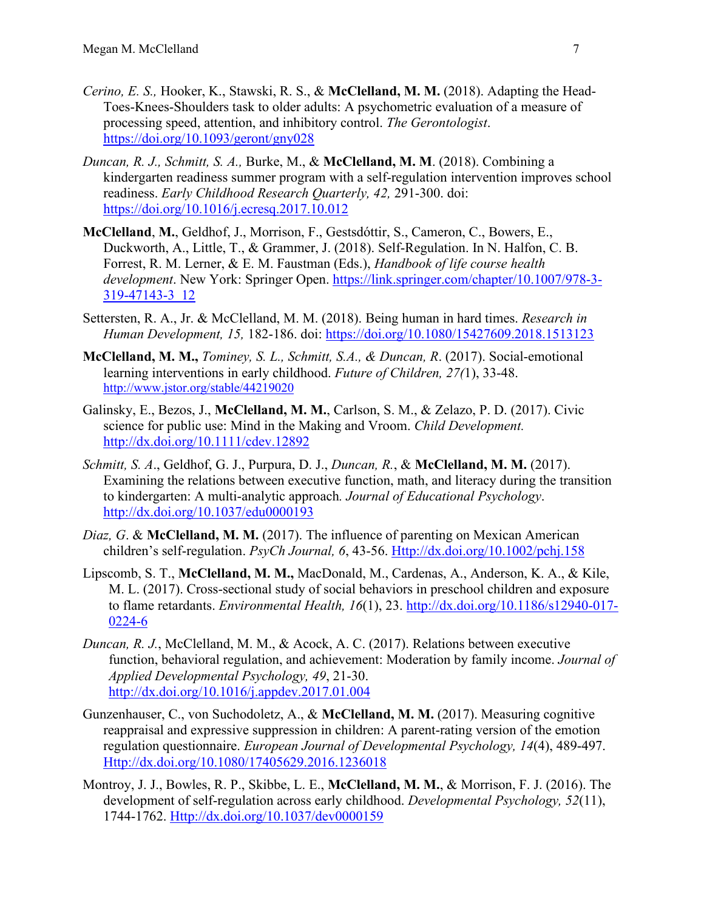*Cerino, E. S.,* Hooker, K., Stawski, R. S., & **McClelland, M. M.** (2018). Adapting the Head-Toes-Knees-Shoulders task to older adults: A psychometric evaluation of a measure of processing speed, attention, and inhibitory control. *The Gerontologist*. https://doi.org/10.1093/geront/gny028

*Duncan, R. J., Schmitt, S. A.,* Burke, M., & **McClelland, M. M**. (2018). Combining a kindergarten readiness summer program with a self-regulation intervention improves school readiness. *Early Childhood Research Quarterly, 42,* 291-300. doi: https://doi.org/10.1016/j.ecresq.2017.10.012

**McClelland**, **M.**, Geldhof, J., Morrison, F., Gestsdóttir, S., Cameron, C., Bowers, E., Duckworth, A., Little, T., & Grammer, J. (2018). Self-Regulation. In N. Halfon, C. B. Forrest, R. M. Lerner, & E. M. Faustman (Eds.), *Handbook of life course health development*. New York: Springer Open. https://link.springer.com/chapter/10.1007/978-3-319-47143-3_12

Settersten, R. A., Jr. & McClelland, M. M. (2018). Being human in hard times. *Research in Human Development, 15,* 182-186. doi: https://doi.org/10.1080/15427609.2018.1513123

**McClelland, M. M.,** *Tominey, S. L., Schmitt, S.A., & Duncan, R*. (2017). Social-emotional learning interventions in early childhood. *Future of Children, 27(*1), 33-48. http://www.jstor.org/stable/44219020

Galinsky, E., Bezos, J., **McClelland, M. M.**, Carlson, S. M., & Zelazo, P. D. (2017). Civic science for public use: Mind in the Making and Vroom. *Child Development.* http://dx.doi.org/10.1111/cdev.12892

*Schmitt, S. A*., Geldhof, G. J., Purpura, D. J., *Duncan, R.*, & **McClelland, M. M.** (2017). Examining the relations between executive function, math, and literacy during the transition to kindergarten: A multi-analytic approach*. Journal of Educational Psychology*. http://dx.doi.org/10.1037/edu0000193

*Diaz, G*. & **McClelland, M. M.** (2017). The influence of parenting on Mexican American children's self-regulation. *PsyCh Journal, 6*, 43-56. Http://dx.doi.org/10.1002/pchj.158

Lipscomb, S. T., **McClelland, M. M.,** MacDonald, M., Cardenas, A., Anderson, K. A., & Kile, M. L. (2017). Cross-sectional study of social behaviors in preschool children and exposure to flame retardants. *Environmental Health, 16*(1), 23. http://dx.doi.org/10.1186/s12940-017-0224-6

*Duncan, R. J.*, McClelland, M. M., & Acock, A. C. (2017). Relations between executive function, behavioral regulation, and achievement: Moderation by family income. *Journal of Applied Developmental Psychology, 49*, 21-30. http://dx.doi.org/10.1016/j.appdev.2017.01.004

Gunzenhauser, C., von Suchodoletz, A., & **McClelland, M. M.** (2017). Measuring cognitive reappraisal and expressive suppression in children: A parent-rating version of the emotion regulation questionnaire. *European Journal of Developmental Psychology, 14*(4), 489-497. Http://dx.doi.org/10.1080/17405629.2016.1236018

Montroy, J. J., Bowles, R. P., Skibbe, L. E., **McClelland, M. M.**, & Morrison, F. J. (2016). The development of self-regulation across early childhood. *Developmental Psychology, 52*(11), 1744-1762. Http://dx.doi.org/10.1037/dev0000159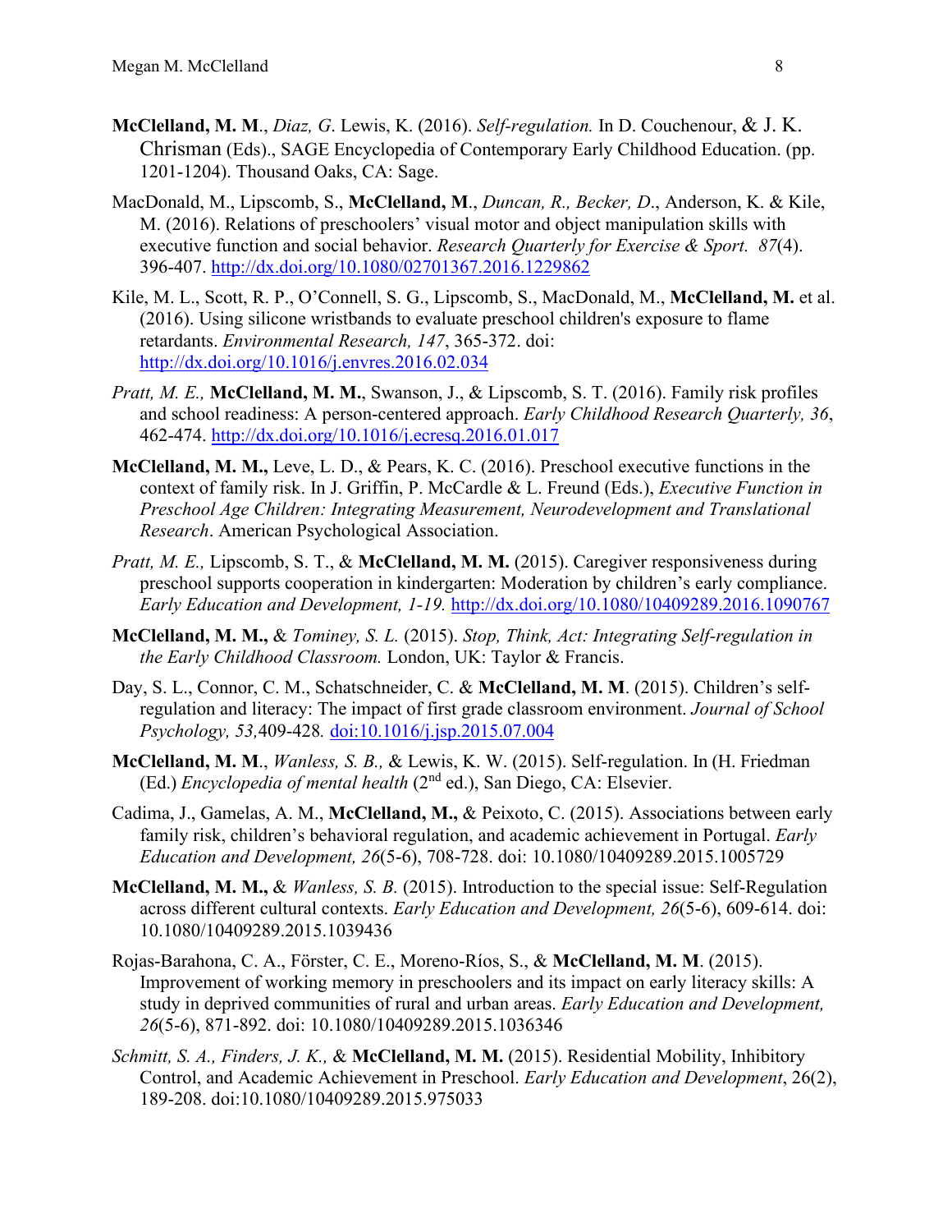**McClelland, M. M**., *Diaz, G*. Lewis, K. (2016). *Self-regulation.* In D. Couchenour, & J. K. Chrisman (Eds)., SAGE Encyclopedia of Contemporary Early Childhood Education. (pp. 1201-1204). Thousand Oaks, CA: Sage.

MacDonald, M., Lipscomb, S., **McClelland, M**., *Duncan, R., Becker, D*., Anderson, K. & Kile, M. (2016). Relations of preschoolers' visual motor and object manipulation skills with executive function and social behavior. *Research Quarterly for Exercise & Sport. 87*(4). 396-407. http://dx.doi.org/10.1080/02701367.2016.1229862

Kile, M. L., Scott, R. P., O'Connell, S. G., Lipscomb, S., MacDonald, M., **McClelland, M.** et al. (2016). Using silicone wristbands to evaluate preschool children's exposure to flame retardants. *Environmental Research, 147*, 365-372. doi: http://dx.doi.org/10.1016/j.envres.2016.02.034

*Pratt, M. E.,* **McClelland, M. M.**, Swanson, J., & Lipscomb, S. T. (2016). Family risk profiles and school readiness: A person-centered approach. *Early Childhood Research Quarterly, 36*, 462-474. http://dx.doi.org/10.1016/j.ecresq.2016.01.017

**McClelland, M. M.,** Leve, L. D., & Pears, K. C. (2016). Preschool executive functions in the context of family risk. In J. Griffin, P. McCardle & L. Freund (Eds.), *Executive Function in Preschool Age Children: Integrating Measurement, Neurodevelopment and Translational Research*. American Psychological Association.

*Pratt, M. E.,* Lipscomb, S. T., & **McClelland, M. M.** (2015). Caregiver responsiveness during preschool supports cooperation in kindergarten: Moderation by children's early compliance. *Early Education and Development, 1-19.* http://dx.doi.org/10.1080/10409289.2016.1090767

**McClelland, M. M.,** & *Tominey, S. L.* (2015). *Stop, Think, Act: Integrating Self-regulation in the Early Childhood Classroom.* London, UK: Taylor & Francis.

Day, S. L., Connor, C. M., Schatschneider, C. & **McClelland, M. M**. (2015). Children's self-regulation and literacy: The impact of first grade classroom environment. *Journal of School Psychology, 53,*409-428*.* doi:10.1016/j.jsp.2015.07.004

**McClelland, M. M**., *Wanless, S. B.,* & Lewis, K. W. (2015). Self-regulation. In (H. Friedman (Ed.) *Encyclopedia of mental health* (2nd ed.), San Diego, CA: Elsevier.

Cadima, J., Gamelas, A. M., **McClelland, M.,** & Peixoto, C. (2015). Associations between early family risk, children's behavioral regulation, and academic achievement in Portugal. *Early Education and Development, 26*(5-6), 708-728. doi: 10.1080/10409289.2015.1005729

**McClelland, M. M.,** & *Wanless, S. B.* (2015). Introduction to the special issue: Self-Regulation across different cultural contexts. *Early Education and Development, 26*(5-6), 609-614. doi: 10.1080/10409289.2015.1039436

Rojas-Barahona, C. A., Förster, C. E., Moreno-Ríos, S., & **McClelland, M. M**. (2015). Improvement of working memory in preschoolers and its impact on early literacy skills: A study in deprived communities of rural and urban areas. *Early Education and Development, 26*(5-6), 871-892. doi: 10.1080/10409289.2015.1036346

*Schmitt, S. A., Finders, J. K.,* & **McClelland, M. M.** (2015). Residential Mobility, Inhibitory Control, and Academic Achievement in Preschool. *Early Education and Development*, 26(2), 189-208. doi:10.1080/10409289.2015.975033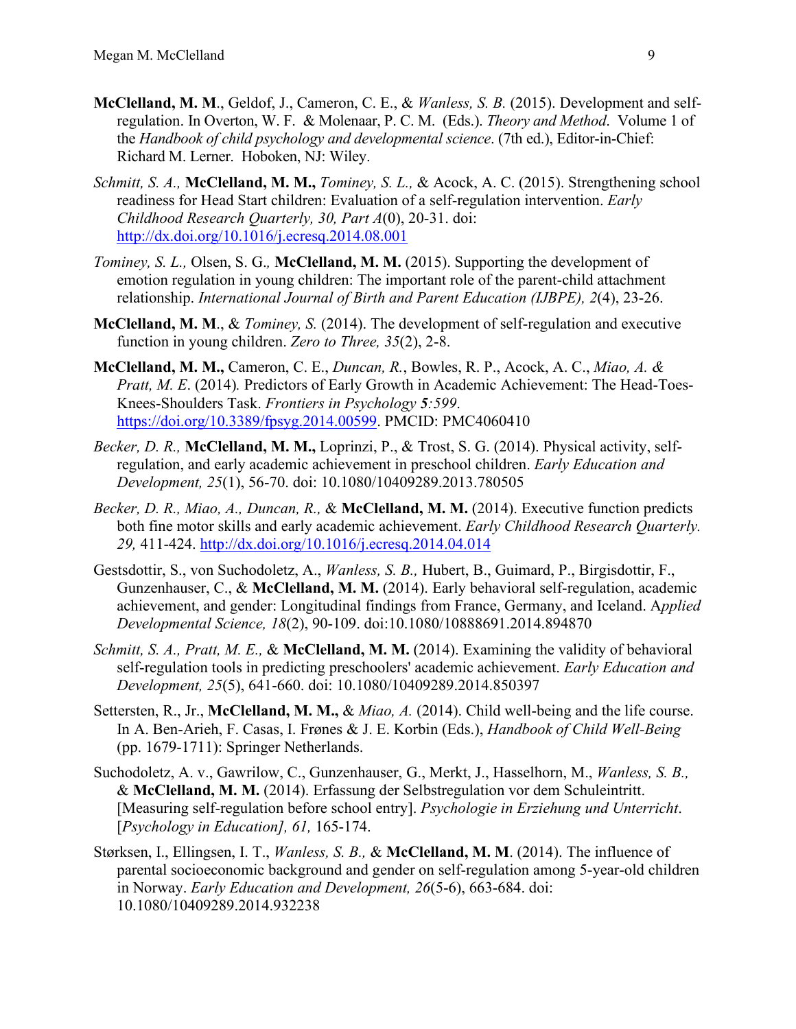**McClelland, M. M**., Geldof, J., Cameron, C. E., & *Wanless, S. B.* (2015). Development and self-regulation. In Overton, W. F. & Molenaar, P. C. M. (Eds.). *Theory and Method*. Volume 1 of the *Handbook of child psychology and developmental science*. (7th ed.), Editor-in-Chief: Richard M. Lerner. Hoboken, NJ: Wiley.

*Schmitt, S. A.,* **McClelland, M. M.,** *Tominey, S. L.,* & Acock, A. C. (2015). Strengthening school readiness for Head Start children: Evaluation of a self-regulation intervention. *Early Childhood Research Quarterly, 30, Part A*(0), 20-31. doi: http://dx.doi.org/10.1016/j.ecresq.2014.08.001

*Tominey, S. L.,* Olsen, S. G.*,* **McClelland, M. M.** (2015). Supporting the development of emotion regulation in young children: The important role of the parent-child attachment relationship. *International Journal of Birth and Parent Education (IJBPE), 2*(4), 23-26.

**McClelland, M. M**., & *Tominey, S.* (2014). The development of self-regulation and executive function in young children. *Zero to Three, 35*(2), 2-8.

**McClelland, M. M.,** Cameron, C. E., *Duncan, R.*, Bowles, R. P., Acock, A. C., *Miao, A. & Pratt, M. E*. (2014). Predictors of Early Growth in Academic Achievement: The Head-Toes-Knees-Shoulders Task. *Frontiers in Psychology **5**:599*. https://doi.org/10.3389/fpsyg.2014.00599. PMCID: PMC4060410

*Becker, D. R.,* **McClelland, M. M.,** Loprinzi, P., & Trost, S. G. (2014). Physical activity, self-regulation, and early academic achievement in preschool children. *Early Education and Development, 25*(1), 56-70. doi: 10.1080/10409289.2013.780505

*Becker, D. R., Miao, A., Duncan, R.,* & **McClelland, M. M.** (2014). Executive function predicts both fine motor skills and early academic achievement. *Early Childhood Research Quarterly. 29,* 411-424. http://dx.doi.org/10.1016/j.ecresq.2014.04.014

Gestsdottir, S., von Suchodoletz, A., *Wanless, S. B.,* Hubert, B., Guimard, P., Birgisdottir, F., Gunzenhauser, C., & **McClelland, M. M.** (2014). Early behavioral self-regulation, academic achievement, and gender: Longitudinal findings from France, Germany, and Iceland. A*pplied Developmental Science, 18*(2), 90-109. doi:10.1080/10888691.2014.894870

*Schmitt, S. A., Pratt, M. E.,* & **McClelland, M. M.** (2014). Examining the validity of behavioral self-regulation tools in predicting preschoolers' academic achievement. *Early Education and Development, 25*(5), 641-660. doi: 10.1080/10409289.2014.850397

Settersten, R., Jr., **McClelland, M. M.,** & *Miao, A.* (2014). Child well-being and the life course. In A. Ben-Arieh, F. Casas, I. Frønes & J. E. Korbin (Eds.), *Handbook of Child Well-Being* (pp. 1679-1711): Springer Netherlands.

Suchodoletz, A. v., Gawrilow, C., Gunzenhauser, G., Merkt, J., Hasselhorn, M., *Wanless, S. B.,* & **McClelland, M. M.** (2014). Erfassung der Selbstregulation vor dem Schuleintritt. [Measuring self-regulation before school entry]. *Psychologie in Erziehung und Unterricht*. [*Psychology in Education], 61,* 165-174.

Størksen, I., Ellingsen, I. T., *Wanless, S. B.,* & **McClelland, M. M**. (2014). The influence of parental socioeconomic background and gender on self-regulation among 5-year-old children in Norway. *Early Education and Development, 26*(5-6), 663-684. doi: 10.1080/10409289.2014.932238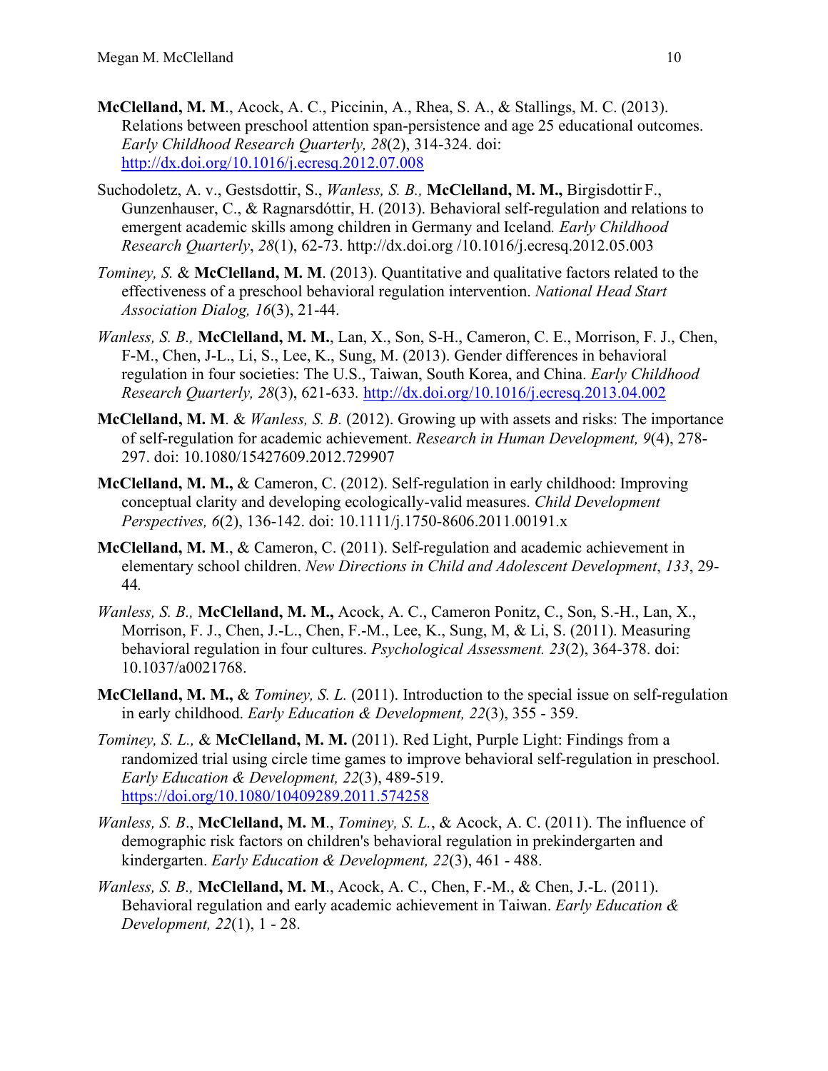**McClelland, M. M**., Acock, A. C., Piccinin, A., Rhea, S. A., & Stallings, M. C. (2013). Relations between preschool attention span-persistence and age 25 educational outcomes. *Early Childhood Research Quarterly, 28*(2), 314-324. doi: http://dx.doi.org/10.1016/j.ecresq.2012.07.008

Suchodoletz, A. v., Gestsdottir, S., *Wanless, S. B.,* **McClelland, M. M.,** Birgisdottir F., Gunzenhauser, C., & Ragnarsdóttir, H. (2013). Behavioral self-regulation and relations to emergent academic skills among children in Germany and Iceland*. Early Childhood Research Quarterly*, *28*(1), 62-73. http://dx.doi.org /10.1016/j.ecresq.2012.05.003

*Tominey, S.* & **McClelland, M. M**. (2013). Quantitative and qualitative factors related to the effectiveness of a preschool behavioral regulation intervention. *National Head Start Association Dialog, 16*(3), 21-44.

*Wanless, S. B.,* **McClelland, M. M.**, Lan, X., Son, S-H., Cameron, C. E., Morrison, F. J., Chen, F-M., Chen, J-L., Li, S., Lee, K., Sung, M. (2013). Gender differences in behavioral regulation in four societies: The U.S., Taiwan, South Korea, and China. *Early Childhood Research Quarterly, 28*(3), 621-633*.* http://dx.doi.org/10.1016/j.ecresq.2013.04.002

**McClelland, M. M**. & *Wanless, S. B.* (2012). Growing up with assets and risks: The importance of self-regulation for academic achievement. *Research in Human Development, 9*(4), 278-297. doi: 10.1080/15427609.2012.729907

**McClelland, M. M.,** & Cameron, C. (2012). Self-regulation in early childhood: Improving conceptual clarity and developing ecologically-valid measures. *Child Development Perspectives, 6*(2), 136-142. doi: 10.1111/j.1750-8606.2011.00191.x

**McClelland, M. M**., & Cameron, C. (2011). Self-regulation and academic achievement in elementary school children. *New Directions in Child and Adolescent Development*, *133*, 29-44*.*

*Wanless, S. B.,* **McClelland, M. M.,** Acock, A. C., Cameron Ponitz, C., Son, S.-H., Lan, X., Morrison, F. J., Chen, J.-L., Chen, F.-M., Lee, K., Sung, M, & Li, S. (2011). Measuring behavioral regulation in four cultures. *Psychological Assessment. 23*(2), 364-378. doi: 10.1037/a0021768.

**McClelland, M. M.,** & *Tominey, S. L.* (2011). Introduction to the special issue on self-regulation in early childhood. *Early Education & Development, 22*(3), 355 - 359.

*Tominey, S. L.,* & **McClelland, M. M.** (2011). Red Light, Purple Light: Findings from a randomized trial using circle time games to improve behavioral self-regulation in preschool. *Early Education & Development, 22*(3), 489-519. https://doi.org/10.1080/10409289.2011.574258

*Wanless, S. B*., **McClelland, M. M**., *Tominey, S. L.*, & Acock, A. C. (2011). The influence of demographic risk factors on children's behavioral regulation in prekindergarten and kindergarten. *Early Education & Development, 22*(3), 461 - 488.

*Wanless, S. B.,* **McClelland, M. M**., Acock, A. C., Chen, F.-M., & Chen, J.-L. (2011). Behavioral regulation and early academic achievement in Taiwan. *Early Education & Development, 22*(1), 1 - 28.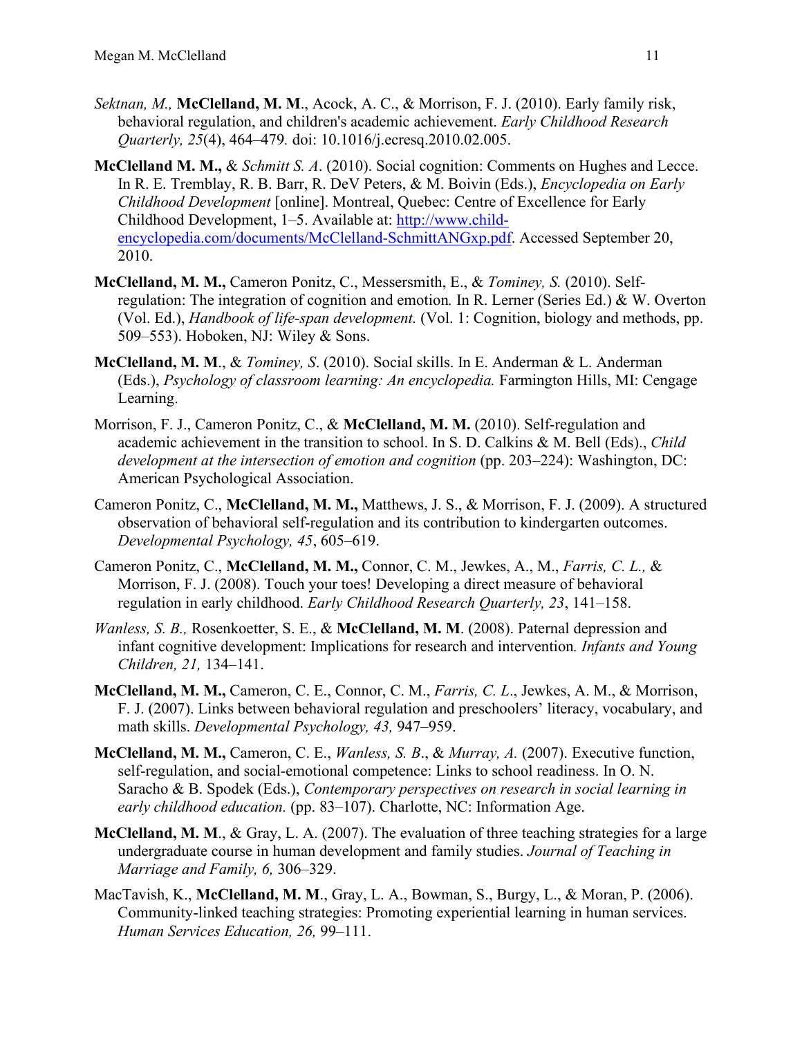*Sektnan, M.,* **McClelland, M. M**., Acock, A. C., & Morrison, F. J. (2010). Early family risk, behavioral regulation, and children's academic achievement. *Early Childhood Research Quarterly, 25*(4), 464–479*.* doi: 10.1016/j.ecresq.2010.02.005.

**McClelland M. M.,** & *Schmitt S. A*. (2010). Social cognition: Comments on Hughes and Lecce. In R. E. Tremblay, R. B. Barr, R. DeV Peters, & M. Boivin (Eds.), *Encyclopedia on Early Childhood Development* [online]. Montreal, Quebec: Centre of Excellence for Early Childhood Development, 1–5. Available at: [http://www.child-encyclopedia.com/documents/McClelland-SchmittANGxp.pdf](http://www.child-encyclopedia.com/documents/McClelland-SchmittANGxp.pdf). Accessed September 20, 2010.

**McClelland, M. M.,** Cameron Ponitz, C., Messersmith, E., & *Tominey, S.* (2010). Self-regulation: The integration of cognition and emotion*.* In R. Lerner (Series Ed.) & W. Overton (Vol. Ed.), *Handbook of life-span development.* (Vol. 1: Cognition, biology and methods, pp. 509–553). Hoboken, NJ: Wiley & Sons.

**McClelland, M. M**., & *Tominey, S*. (2010). Social skills. In E. Anderman & L. Anderman (Eds.), *Psychology of classroom learning: An encyclopedia.* Farmington Hills, MI: Cengage Learning.

Morrison, F. J., Cameron Ponitz, C., & **McClelland, M. M.** (2010). Self-regulation and academic achievement in the transition to school. In S. D. Calkins & M. Bell (Eds)., *Child development at the intersection of emotion and cognition* (pp. 203–224): Washington, DC: American Psychological Association.

Cameron Ponitz, C., **McClelland, M. M.,** Matthews, J. S., & Morrison, F. J. (2009). A structured observation of behavioral self-regulation and its contribution to kindergarten outcomes. *Developmental Psychology, 45*, 605–619.

Cameron Ponitz, C., **McClelland, M. M.,** Connor, C. M., Jewkes, A., M., *Farris, C. L.,* & Morrison, F. J. (2008). Touch your toes! Developing a direct measure of behavioral regulation in early childhood. *Early Childhood Research Quarterly, 23*, 141–158.

*Wanless, S. B.,* Rosenkoetter, S. E., & **McClelland, M. M**. (2008). Paternal depression and infant cognitive development: Implications for research and intervention*. Infants and Young Children, 21,* 134–141.

**McClelland, M. M.,** Cameron, C. E., Connor, C. M., *Farris, C. L*., Jewkes, A. M., & Morrison, F. J. (2007). Links between behavioral regulation and preschoolers' literacy, vocabulary, and math skills. *Developmental Psychology, 43,* 947–959.

**McClelland, M. M.,** Cameron, C. E., *Wanless, S. B*., & *Murray, A.* (2007). Executive function, self-regulation, and social-emotional competence: Links to school readiness. In O. N. Saracho & B. Spodek (Eds.), *Contemporary perspectives on research in social learning in early childhood education.* (pp. 83–107). Charlotte, NC: Information Age.

**McClelland, M. M**., & Gray, L. A. (2007). The evaluation of three teaching strategies for a large undergraduate course in human development and family studies. *Journal of Teaching in Marriage and Family, 6,* 306–329.

MacTavish, K., **McClelland, M. M**., Gray, L. A., Bowman, S., Burgy, L., & Moran, P. (2006). Community-linked teaching strategies: Promoting experiential learning in human services. *Human Services Education, 26,* 99–111.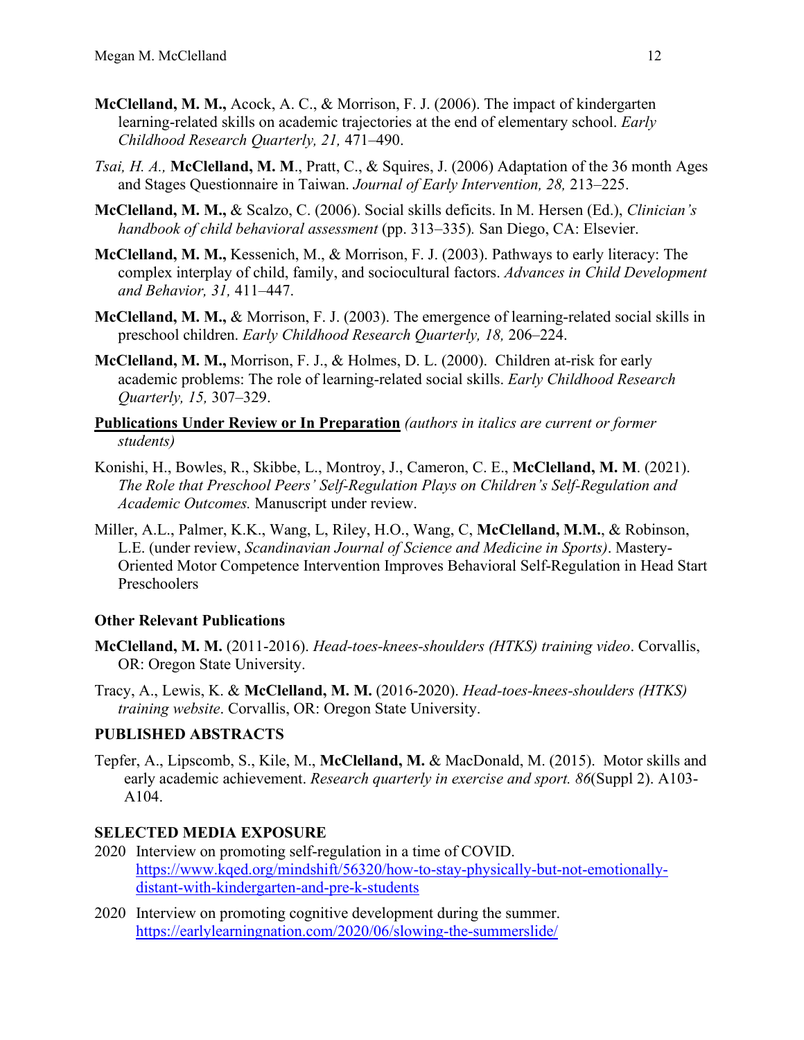**McClelland, M. M.,** Acock, A. C., & Morrison, F. J. (2006). The impact of kindergarten learning-related skills on academic trajectories at the end of elementary school. *Early Childhood Research Quarterly, 21,* 471–490.

*Tsai, H. A.,* **McClelland, M. M**., Pratt, C., & Squires, J. (2006) Adaptation of the 36 month Ages and Stages Questionnaire in Taiwan. *Journal of Early Intervention, 28,* 213–225.

**McClelland, M. M.,** & Scalzo, C. (2006). Social skills deficits. In M. Hersen (Ed.), *Clinician's handbook of child behavioral assessment* (pp. 313–335)*.* San Diego, CA: Elsevier.

**McClelland, M. M.,** Kessenich, M., & Morrison, F. J. (2003). Pathways to early literacy: The complex interplay of child, family, and sociocultural factors. *Advances in Child Development and Behavior, 31,* 411–447.

**McClelland, M. M.,** & Morrison, F. J. (2003). The emergence of learning-related social skills in preschool children. *Early Childhood Research Quarterly, 18,* 206–224.

**McClelland, M. M.,** Morrison, F. J., & Holmes, D. L. (2000). Children at-risk for early academic problems: The role of learning-related social skills. *Early Childhood Research Quarterly, 15,* 307–329.

**Publications Under Review or In Preparation** *(authors in italics are current or former students)*

Konishi, H., Bowles, R., Skibbe, L., Montroy, J., Cameron, C. E., **McClelland, M. M**. (2021). *The Role that Preschool Peers' Self-Regulation Plays on Children's Self-Regulation and Academic Outcomes.* Manuscript under review.

Miller, A.L., Palmer, K.K., Wang, L, Riley, H.O., Wang, C, **McClelland, M.M.**, & Robinson, L.E. (under review, *Scandinavian Journal of Science and Medicine in Sports)*. Mastery-Oriented Motor Competence Intervention Improves Behavioral Self-Regulation in Head Start Preschoolers

### Other Relevant Publications

**McClelland, M. M.** (2011-2016). *Head-toes-knees-shoulders (HTKS) training video*. Corvallis, OR: Oregon State University.

Tracy, A., Lewis, K. & **McClelland, M. M.** (2016-2020). *Head-toes-knees-shoulders (HTKS) training website*. Corvallis, OR: Oregon State University.

## PUBLISHED ABSTRACTS

Tepfer, A., Lipscomb, S., Kile, M., **McClelland, M.** & MacDonald, M. (2015). Motor skills and early academic achievement. *Research quarterly in exercise and sport. 86*(Suppl 2). A103-A104.

## SELECTED MEDIA EXPOSURE

2020 Interview on promoting self-regulation in a time of COVID. https://www.kqed.org/mindshift/56320/how-to-stay-physically-but-not-emotionally-distant-with-kindergarten-and-pre-k-students

2020 Interview on promoting cognitive development during the summer. https://earlylearningnation.com/2020/06/slowing-the-summerslide/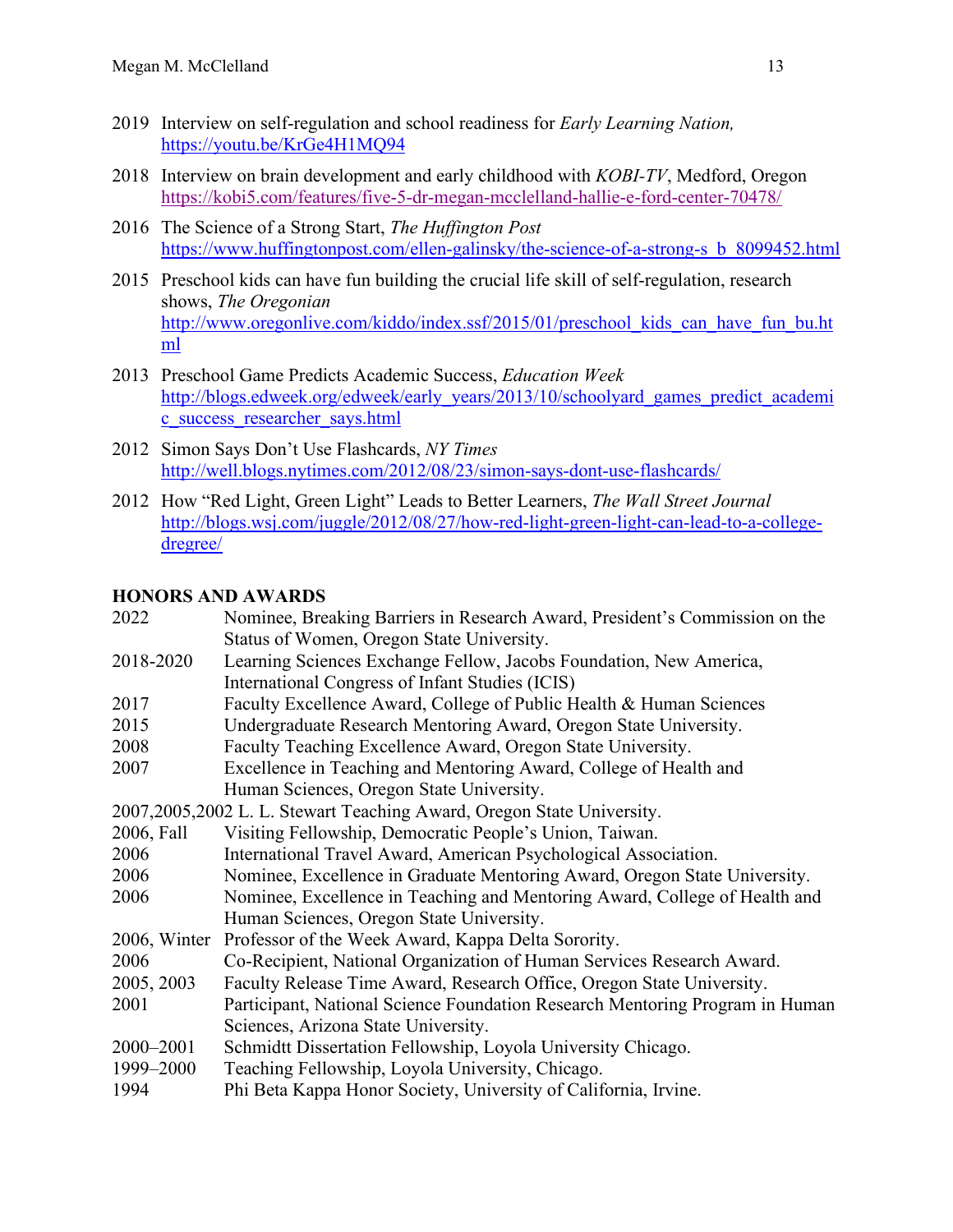2019 Interview on self-regulation and school readiness for *Early Learning Nation,* https://youtu.be/KrGe4H1MQ94

2018 Interview on brain development and early childhood with *KOBI-TV*, Medford, Oregon https://kobi5.com/features/five-5-dr-megan-mcclelland-hallie-e-ford-center-70478/

2016 The Science of a Strong Start, *The Huffington Post* https://www.huffingtonpost.com/ellen-galinsky/the-science-of-a-strong-s_b_8099452.html

2015 Preschool kids can have fun building the crucial life skill of self-regulation, research shows, *The Oregonian* http://www.oregonlive.com/kiddo/index.ssf/2015/01/preschool_kids_can_have_fun_bu.html

2013 Preschool Game Predicts Academic Success, *Education Week* http://blogs.edweek.org/edweek/early_years/2013/10/schoolyard_games_predict_academic_success_researcher_says.html

2012 Simon Says Don't Use Flashcards, *NY Times* http://well.blogs.nytimes.com/2012/08/23/simon-says-dont-use-flashcards/

2012 How "Red Light, Green Light" Leads to Better Learners, *The Wall Street Journal* http://blogs.wsj.com/juggle/2012/08/27/how-red-light-green-light-can-lead-to-a-college-dregree/

## HONORS AND AWARDS

2022 Nominee, Breaking Barriers in Research Award, President's Commission on the Status of Women, Oregon State University.

2018-2020 Learning Sciences Exchange Fellow, Jacobs Foundation, New America, International Congress of Infant Studies (ICIS)

2017 Faculty Excellence Award, College of Public Health & Human Sciences

2015 Undergraduate Research Mentoring Award, Oregon State University.

2008 Faculty Teaching Excellence Award, Oregon State University.

2007 Excellence in Teaching and Mentoring Award, College of Health and Human Sciences, Oregon State University.

2007,2005,2002 L. L. Stewart Teaching Award, Oregon State University.

2006, Fall Visiting Fellowship, Democratic People's Union, Taiwan.

2006 International Travel Award, American Psychological Association.

2006 Nominee, Excellence in Graduate Mentoring Award, Oregon State University.

2006 Nominee, Excellence in Teaching and Mentoring Award, College of Health and Human Sciences, Oregon State University.

2006, Winter Professor of the Week Award, Kappa Delta Sorority.

2006 Co-Recipient, National Organization of Human Services Research Award.

2005, 2003 Faculty Release Time Award, Research Office, Oregon State University.

2001 Participant, National Science Foundation Research Mentoring Program in Human Sciences, Arizona State University.

2000–2001 Schmidtt Dissertation Fellowship, Loyola University Chicago.

1999–2000 Teaching Fellowship, Loyola University, Chicago.

1994 Phi Beta Kappa Honor Society, University of California, Irvine.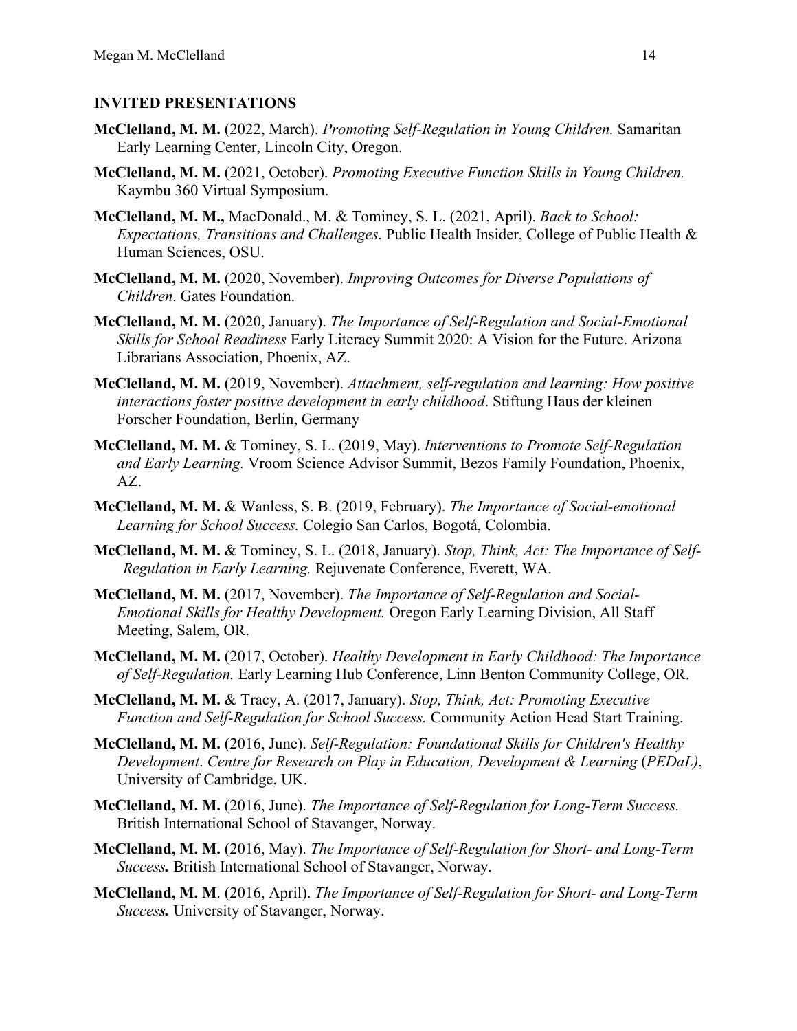## INVITED PRESENTATIONS

**McClelland, M. M.** (2022, March). *Promoting Self-Regulation in Young Children.* Samaritan Early Learning Center, Lincoln City, Oregon.

**McClelland, M. M.** (2021, October). *Promoting Executive Function Skills in Young Children.* Kaymbu 360 Virtual Symposium.

**McClelland, M. M.,** MacDonald., M. & Tominey, S. L. (2021, April). *Back to School: Expectations, Transitions and Challenges*. Public Health Insider, College of Public Health & Human Sciences, OSU.

**McClelland, M. M.** (2020, November). *Improving Outcomes for Diverse Populations of Children*. Gates Foundation.

**McClelland, M. M.** (2020, January). *The Importance of Self-Regulation and Social-Emotional Skills for School Readiness* Early Literacy Summit 2020: A Vision for the Future. Arizona Librarians Association, Phoenix, AZ.

**McClelland, M. M.** (2019, November). *Attachment, self-regulation and learning: How positive interactions foster positive development in early childhood*. Stiftung Haus der kleinen Forscher Foundation, Berlin, Germany

**McClelland, M. M.** & Tominey, S. L. (2019, May). *Interventions to Promote Self-Regulation and Early Learning.* Vroom Science Advisor Summit, Bezos Family Foundation, Phoenix, AZ.

**McClelland, M. M.** & Wanless, S. B. (2019, February). *The Importance of Social-emotional Learning for School Success.* Colegio San Carlos, Bogotá, Colombia.

**McClelland, M. M.** & Tominey, S. L. (2018, January). *Stop, Think, Act: The Importance of Self-Regulation in Early Learning.* Rejuvenate Conference, Everett, WA.

**McClelland, M. M.** (2017, November). *The Importance of Self-Regulation and Social-Emotional Skills for Healthy Development.* Oregon Early Learning Division, All Staff Meeting, Salem, OR.

**McClelland, M. M.** (2017, October). *Healthy Development in Early Childhood: The Importance of Self-Regulation.* Early Learning Hub Conference, Linn Benton Community College, OR.

**McClelland, M. M.** & Tracy, A. (2017, January). *Stop, Think, Act: Promoting Executive Function and Self-Regulation for School Success.* Community Action Head Start Training.

**McClelland, M. M.** (2016, June). *Self-Regulation: Foundational Skills for Children's Healthy Development*. *Centre for Research on Play in Education, Development & Learning* (*PEDaL)*, University of Cambridge, UK.

**McClelland, M. M.** (2016, June). *The Importance of Self-Regulation for Long-Term Success.* British International School of Stavanger, Norway.

**McClelland, M. M.** (2016, May). *The Importance of Self-Regulation for Short- and Long-Term Success.* British International School of Stavanger, Norway.

**McClelland, M. M**. (2016, April). *The Importance of Self-Regulation for Short- and Long-Term Success.* University of Stavanger, Norway.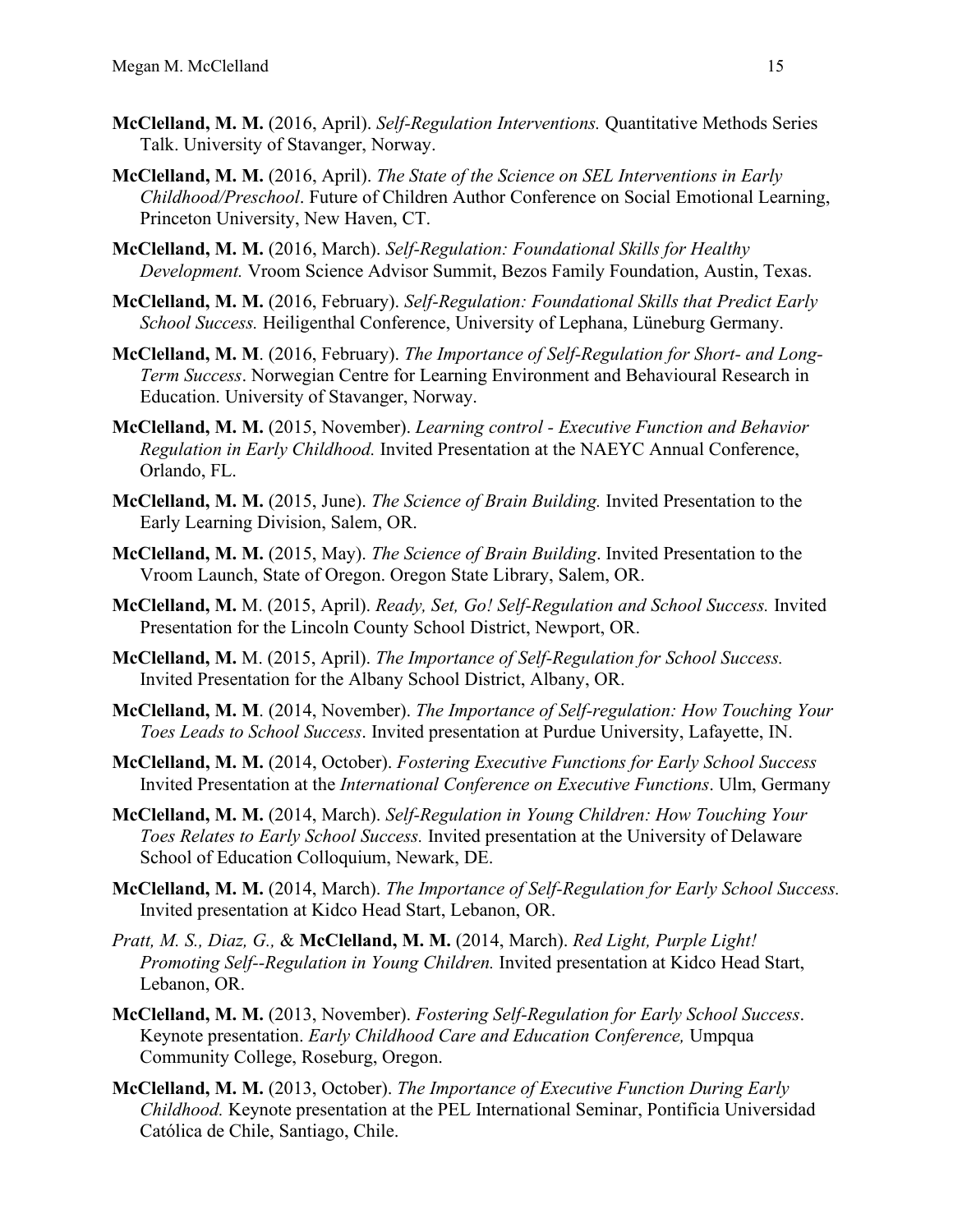**McClelland, M. M.** (2016, April). *Self-Regulation Interventions.* Quantitative Methods Series Talk. University of Stavanger, Norway.

**McClelland, M. M.** (2016, April). *The State of the Science on SEL Interventions in Early Childhood/Preschool*. Future of Children Author Conference on Social Emotional Learning, Princeton University, New Haven, CT.

**McClelland, M. M.** (2016, March). *Self-Regulation: Foundational Skills for Healthy Development.* Vroom Science Advisor Summit, Bezos Family Foundation, Austin, Texas.

**McClelland, M. M.** (2016, February). *Self-Regulation: Foundational Skills that Predict Early School Success.* Heiligenthal Conference, University of Lephana, Lüneburg Germany.

**McClelland, M. M**. (2016, February). *The Importance of Self-Regulation for Short- and Long-Term Success*. Norwegian Centre for Learning Environment and Behavioural Research in Education. University of Stavanger, Norway.

**McClelland, M. M.** (2015, November). *Learning control - Executive Function and Behavior Regulation in Early Childhood.* Invited Presentation at the NAEYC Annual Conference, Orlando, FL.

**McClelland, M. M.** (2015, June). *The Science of Brain Building.* Invited Presentation to the Early Learning Division, Salem, OR.

**McClelland, M. M.** (2015, May). *The Science of Brain Building*. Invited Presentation to the Vroom Launch, State of Oregon. Oregon State Library, Salem, OR.

**McClelland, M.** M. (2015, April). *Ready, Set, Go! Self-Regulation and School Success.* Invited Presentation for the Lincoln County School District, Newport, OR.

**McClelland, M.** M. (2015, April). *The Importance of Self-Regulation for School Success.* Invited Presentation for the Albany School District, Albany, OR.

**McClelland, M. M**. (2014, November). *The Importance of Self-regulation: How Touching Your Toes Leads to School Success*. Invited presentation at Purdue University, Lafayette, IN.

**McClelland, M. M.** (2014, October). *Fostering Executive Functions for Early School Success* Invited Presentation at the *International Conference on Executive Functions*. Ulm, Germany

**McClelland, M. M.** (2014, March). *Self-Regulation in Young Children: How Touching Your Toes Relates to Early School Success.* Invited presentation at the University of Delaware School of Education Colloquium, Newark, DE.

**McClelland, M. M.** (2014, March). *The Importance of Self-Regulation for Early School Success.* Invited presentation at Kidco Head Start, Lebanon, OR.

*Pratt, M. S., Diaz, G.,* & **McClelland, M. M.** (2014, March). *Red Light, Purple Light! Promoting Self--Regulation in Young Children.* Invited presentation at Kidco Head Start, Lebanon, OR.

**McClelland, M. M.** (2013, November). *Fostering Self-Regulation for Early School Success*. Keynote presentation. *Early Childhood Care and Education Conference,* Umpqua Community College, Roseburg, Oregon.

**McClelland, M. M.** (2013, October). *The Importance of Executive Function During Early Childhood.* Keynote presentation at the PEL International Seminar, Pontificia Universidad Católica de Chile, Santiago, Chile.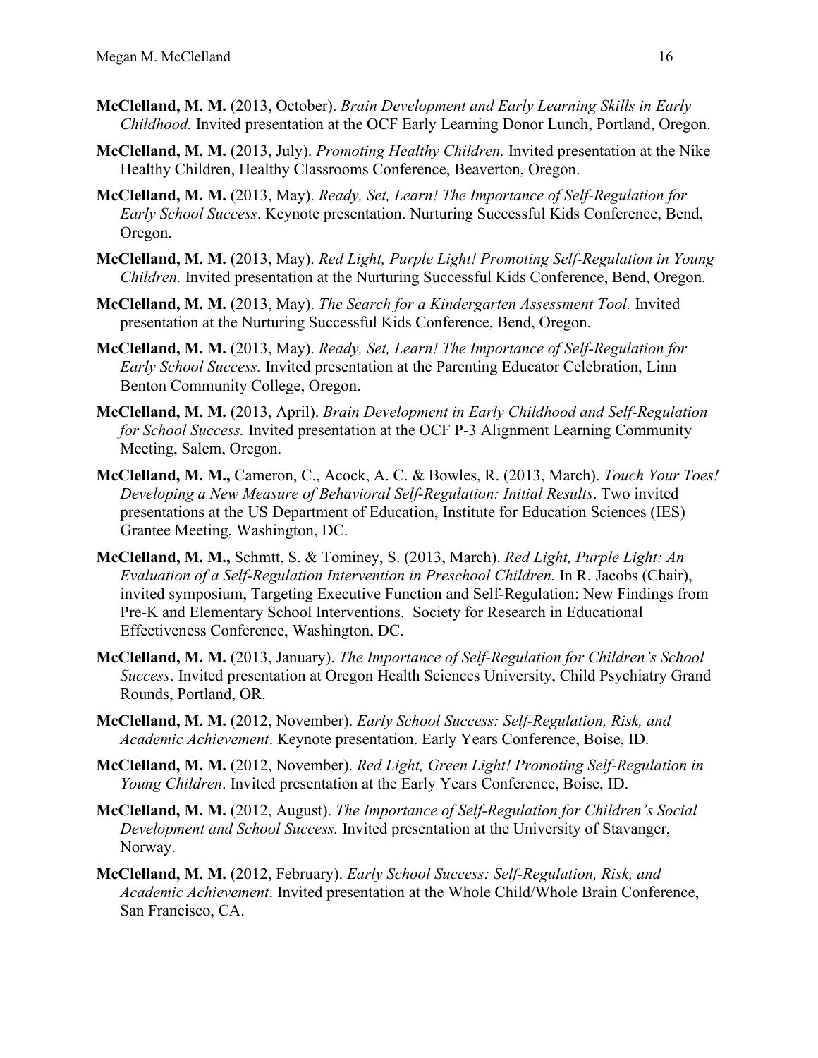**McClelland, M. M.** (2013, October). *Brain Development and Early Learning Skills in Early Childhood.* Invited presentation at the OCF Early Learning Donor Lunch, Portland, Oregon.

**McClelland, M. M.** (2013, July). *Promoting Healthy Children.* Invited presentation at the Nike Healthy Children, Healthy Classrooms Conference, Beaverton, Oregon.

**McClelland, M. M.** (2013, May). *Ready, Set, Learn! The Importance of Self-Regulation for Early School Success*. Keynote presentation. Nurturing Successful Kids Conference, Bend, Oregon.

**McClelland, M. M.** (2013, May). *Red Light, Purple Light! Promoting Self-Regulation in Young Children.* Invited presentation at the Nurturing Successful Kids Conference, Bend, Oregon.

**McClelland, M. M.** (2013, May). *The Search for a Kindergarten Assessment Tool.* Invited presentation at the Nurturing Successful Kids Conference, Bend, Oregon.

**McClelland, M. M.** (2013, May). *Ready, Set, Learn! The Importance of Self-Regulation for Early School Success.* Invited presentation at the Parenting Educator Celebration, Linn Benton Community College, Oregon.

**McClelland, M. M.** (2013, April). *Brain Development in Early Childhood and Self-Regulation for School Success.* Invited presentation at the OCF P-3 Alignment Learning Community Meeting, Salem, Oregon.

**McClelland, M. M.,** Cameron, C., Acock, A. C. & Bowles, R. (2013, March). *Touch Your Toes! Developing a New Measure of Behavioral Self-Regulation: Initial Results*. Two invited presentations at the US Department of Education, Institute for Education Sciences (IES) Grantee Meeting, Washington, DC.

**McClelland, M. M.,** Schmtt, S. & Tominey, S. (2013, March). *Red Light, Purple Light: An Evaluation of a Self-Regulation Intervention in Preschool Children.* In R. Jacobs (Chair), invited symposium, Targeting Executive Function and Self-Regulation: New Findings from Pre-K and Elementary School Interventions. Society for Research in Educational Effectiveness Conference, Washington, DC.

**McClelland, M. M.** (2013, January). *The Importance of Self-Regulation for Children's School Success*. Invited presentation at Oregon Health Sciences University, Child Psychiatry Grand Rounds, Portland, OR.

**McClelland, M. M.** (2012, November). *Early School Success: Self-Regulation, Risk, and Academic Achievement*. Keynote presentation. Early Years Conference, Boise, ID.

**McClelland, M. M.** (2012, November). *Red Light, Green Light! Promoting Self-Regulation in Young Children*. Invited presentation at the Early Years Conference, Boise, ID.

**McClelland, M. M.** (2012, August). *The Importance of Self-Regulation for Children's Social Development and School Success.* Invited presentation at the University of Stavanger, Norway.

**McClelland, M. M.** (2012, February). *Early School Success: Self-Regulation, Risk, and Academic Achievement*. Invited presentation at the Whole Child/Whole Brain Conference, San Francisco, CA.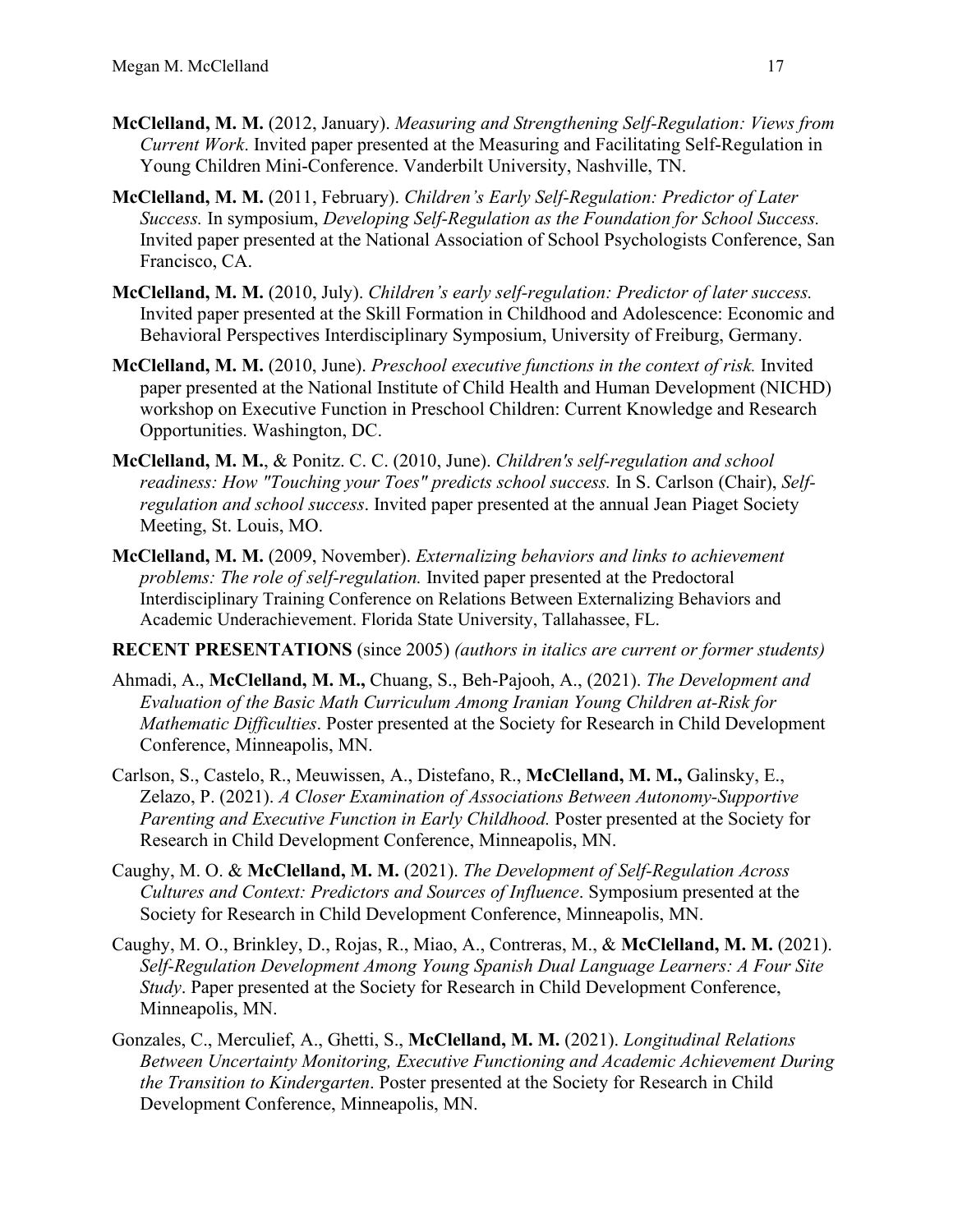**McClelland, M. M.** (2012, January). *Measuring and Strengthening Self-Regulation: Views from Current Work*. Invited paper presented at the Measuring and Facilitating Self-Regulation in Young Children Mini-Conference. Vanderbilt University, Nashville, TN.

**McClelland, M. M.** (2011, February). *Children's Early Self-Regulation: Predictor of Later Success.* In symposium, *Developing Self-Regulation as the Foundation for School Success.* Invited paper presented at the National Association of School Psychologists Conference, San Francisco, CA.

**McClelland, M. M.** (2010, July). *Children's early self-regulation: Predictor of later success.* Invited paper presented at the Skill Formation in Childhood and Adolescence: Economic and Behavioral Perspectives Interdisciplinary Symposium, University of Freiburg, Germany.

**McClelland, M. M.** (2010, June). *Preschool executive functions in the context of risk.* Invited paper presented at the National Institute of Child Health and Human Development (NICHD) workshop on Executive Function in Preschool Children: Current Knowledge and Research Opportunities. Washington, DC.

**McClelland, M. M.**, & Ponitz. C. C. (2010, June). *Children's self-regulation and school readiness: How "Touching your Toes" predicts school success.* In S. Carlson (Chair), *Self-regulation and school success*. Invited paper presented at the annual Jean Piaget Society Meeting, St. Louis, MO.

**McClelland, M. M.** (2009, November). *Externalizing behaviors and links to achievement problems: The role of self-regulation.* Invited paper presented at the Predoctoral Interdisciplinary Training Conference on Relations Between Externalizing Behaviors and Academic Underachievement. Florida State University, Tallahassee, FL.

**RECENT PRESENTATIONS** (since 2005) *(authors in italics are current or former students)*

Ahmadi, A., **McClelland, M. M.,** Chuang, S., Beh-Pajooh, A., (2021). *The Development and Evaluation of the Basic Math Curriculum Among Iranian Young Children at-Risk for Mathematic Difficulties*. Poster presented at the Society for Research in Child Development Conference, Minneapolis, MN.

Carlson, S., Castelo, R., Meuwissen, A., Distefano, R., **McClelland, M. M.,** Galinsky, E., Zelazo, P. (2021). *A Closer Examination of Associations Between Autonomy-Supportive Parenting and Executive Function in Early Childhood.* Poster presented at the Society for Research in Child Development Conference, Minneapolis, MN.

Caughy, M. O. & **McClelland, M. M.** (2021). *The Development of Self-Regulation Across Cultures and Context: Predictors and Sources of Influence*. Symposium presented at the Society for Research in Child Development Conference, Minneapolis, MN.

Caughy, M. O., Brinkley, D., Rojas, R., Miao, A., Contreras, M., & **McClelland, M. M.** (2021). *Self-Regulation Development Among Young Spanish Dual Language Learners: A Four Site Study*. Paper presented at the Society for Research in Child Development Conference, Minneapolis, MN.

Gonzales, C., Merculief, A., Ghetti, S., **McClelland, M. M.** (2021). *Longitudinal Relations Between Uncertainty Monitoring, Executive Functioning and Academic Achievement During the Transition to Kindergarten*. Poster presented at the Society for Research in Child Development Conference, Minneapolis, MN.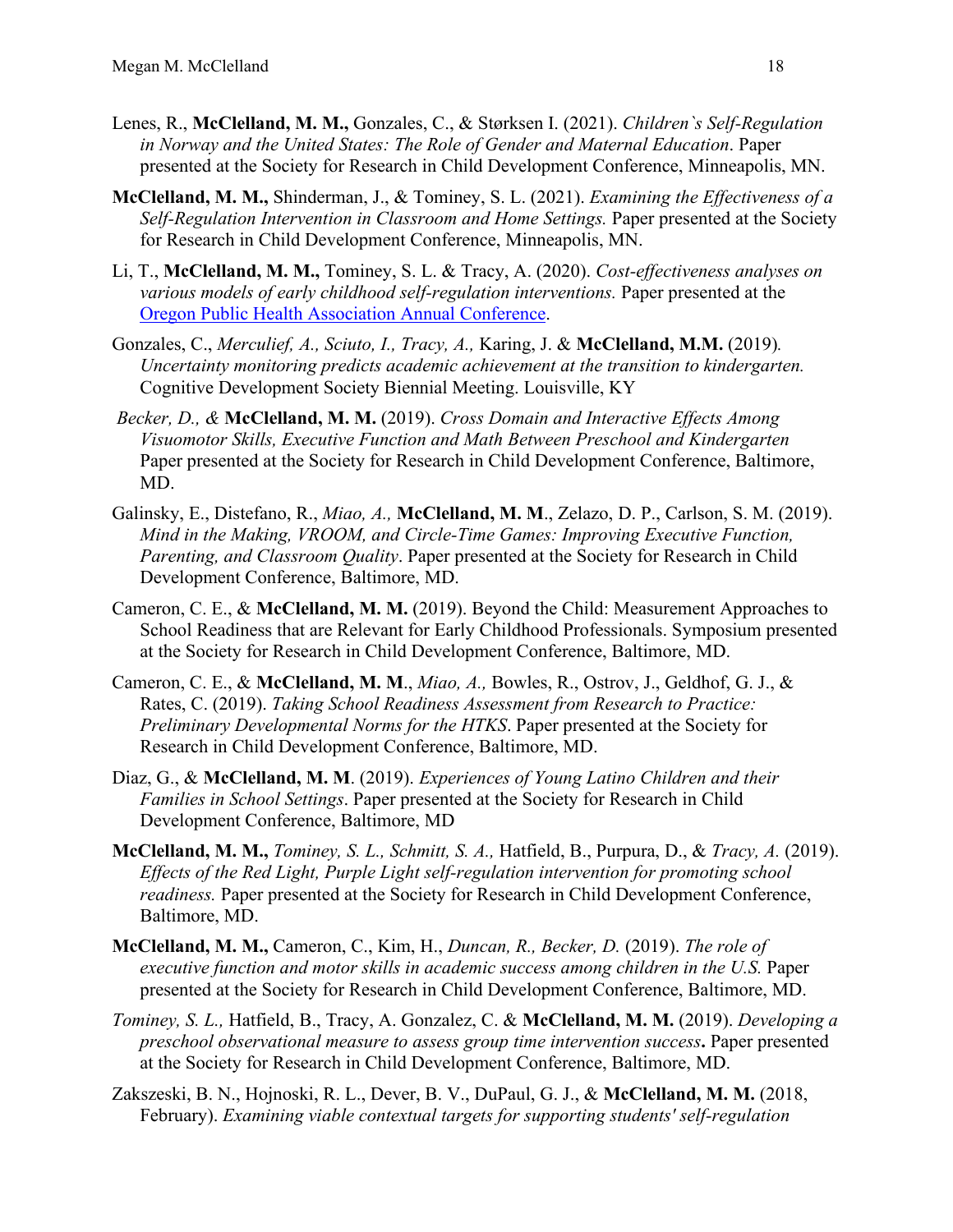Lenes, R., **McClelland, M. M.,** Gonzales, C., & Størksen I. (2021). *Children`s Self-Regulation in Norway and the United States: The Role of Gender and Maternal Education*. Paper presented at the Society for Research in Child Development Conference, Minneapolis, MN.

**McClelland, M. M.,** Shinderman, J., & Tominey, S. L. (2021). *Examining the Effectiveness of a Self-Regulation Intervention in Classroom and Home Settings.* Paper presented at the Society for Research in Child Development Conference, Minneapolis, MN.

Li, T., **McClelland, M. M.,** Tominey, S. L. & Tracy, A. (2020). *Cost-effectiveness analyses on various models of early childhood self-regulation interventions.* Paper presented at the Oregon Public Health Association Annual Conference.

Gonzales, C., *Merculief, A., Sciuto, I., Tracy, A.,* Karing, J. & **McClelland, M.M.** (2019). *Uncertainty monitoring predicts academic achievement at the transition to kindergarten.* Cognitive Development Society Biennial Meeting. Louisville, KY

*Becker, D., &* **McClelland, M. M.** (2019). *Cross Domain and Interactive Effects Among Visuomotor Skills, Executive Function and Math Between Preschool and Kindergarten* Paper presented at the Society for Research in Child Development Conference, Baltimore, MD.

Galinsky, E., Distefano, R., *Miao, A.,* **McClelland, M. M**., Zelazo, D. P., Carlson, S. M. (2019). *Mind in the Making, VROOM, and Circle-Time Games: Improving Executive Function, Parenting, and Classroom Quality*. Paper presented at the Society for Research in Child Development Conference, Baltimore, MD.

Cameron, C. E., & **McClelland, M. M.** (2019). Beyond the Child: Measurement Approaches to School Readiness that are Relevant for Early Childhood Professionals. Symposium presented at the Society for Research in Child Development Conference, Baltimore, MD.

Cameron, C. E., & **McClelland, M. M**., *Miao, A.,* Bowles, R., Ostrov, J., Geldhof, G. J., & Rates, C. (2019). *Taking School Readiness Assessment from Research to Practice: Preliminary Developmental Norms for the HTKS*. Paper presented at the Society for Research in Child Development Conference, Baltimore, MD.

Diaz, G., & **McClelland, M. M**. (2019). *Experiences of Young Latino Children and their Families in School Settings*. Paper presented at the Society for Research in Child Development Conference, Baltimore, MD

**McClelland, M. M.,** *Tominey, S. L., Schmitt, S. A.,* Hatfield, B., Purpura, D., & *Tracy, A.* (2019). *Effects of the Red Light, Purple Light self-regulation intervention for promoting school readiness.* Paper presented at the Society for Research in Child Development Conference, Baltimore, MD.

**McClelland, M. M.,** Cameron, C., Kim, H., *Duncan, R., Becker, D.* (2019). *The role of executive function and motor skills in academic success among children in the U.S.* Paper presented at the Society for Research in Child Development Conference, Baltimore, MD.

*Tominey, S. L.,* Hatfield, B., Tracy, A. Gonzalez, C. & **McClelland, M. M.** (2019). *Developing a preschool observational measure to assess group time intervention success***.** Paper presented at the Society for Research in Child Development Conference, Baltimore, MD.

Zakszeski, B. N., Hojnoski, R. L., Dever, B. V., DuPaul, G. J., & **McClelland, M. M.** (2018, February). *Examining viable contextual targets for supporting students' self-regulation*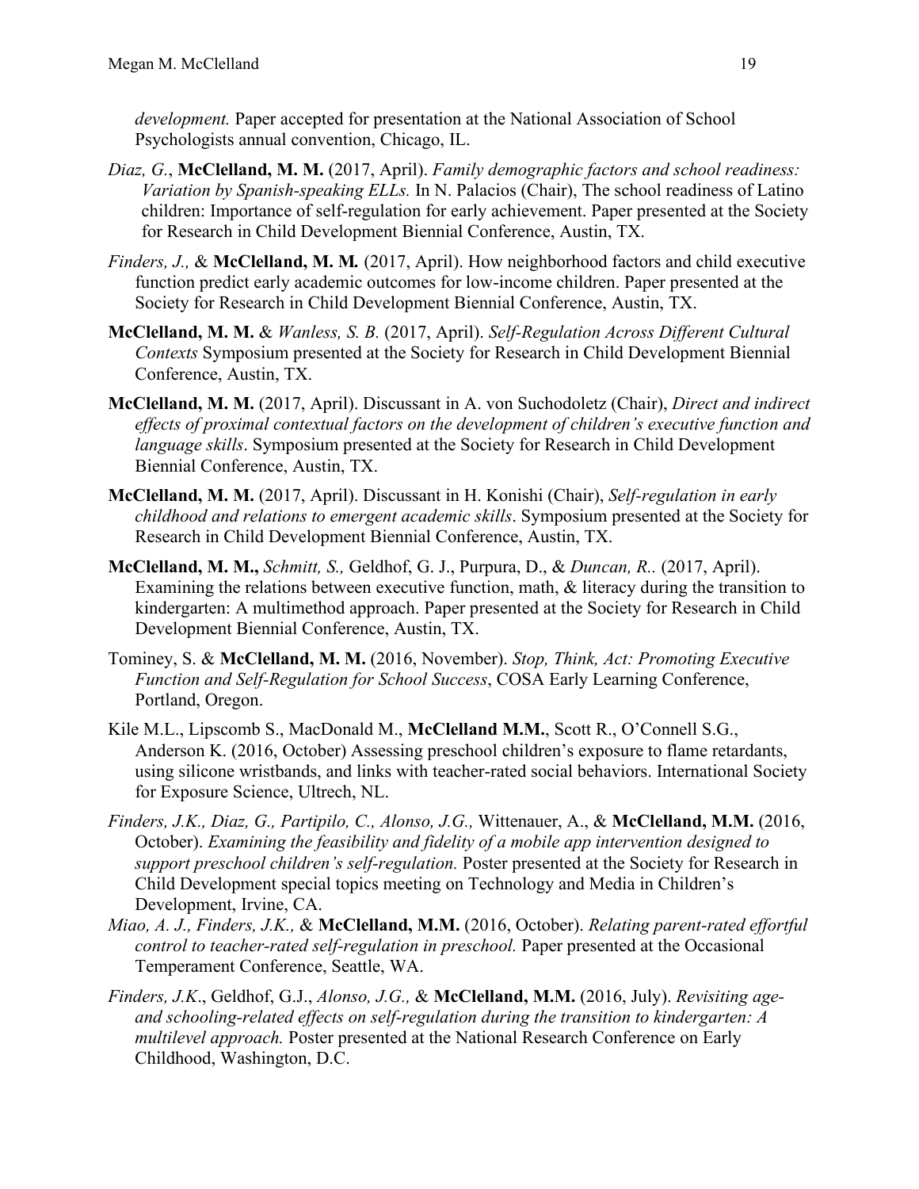*development.* Paper accepted for presentation at the National Association of School Psychologists annual convention, Chicago, IL.

*Diaz, G.*, **McClelland, M. M.** (2017, April). *Family demographic factors and school readiness: Variation by Spanish-speaking ELLs.* In N. Palacios (Chair), The school readiness of Latino children: Importance of self-regulation for early achievement. Paper presented at the Society for Research in Child Development Biennial Conference, Austin, TX.

*Finders, J.,* & **McClelland, M. M.** (2017, April). How neighborhood factors and child executive function predict early academic outcomes for low-income children. Paper presented at the Society for Research in Child Development Biennial Conference, Austin, TX.

**McClelland, M. M.** & *Wanless, S. B.* (2017, April). *Self-Regulation Across Different Cultural Contexts* Symposium presented at the Society for Research in Child Development Biennial Conference, Austin, TX.

**McClelland, M. M.** (2017, April). Discussant in A. von Suchodoletz (Chair), *Direct and indirect effects of proximal contextual factors on the development of children's executive function and language skills*. Symposium presented at the Society for Research in Child Development Biennial Conference, Austin, TX.

**McClelland, M. M.** (2017, April). Discussant in H. Konishi (Chair), *Self-regulation in early childhood and relations to emergent academic skills*. Symposium presented at the Society for Research in Child Development Biennial Conference, Austin, TX.

**McClelland, M. M.,** *Schmitt, S.,* Geldhof, G. J., Purpura, D., & *Duncan, R..* (2017, April). Examining the relations between executive function, math, & literacy during the transition to kindergarten: A multimethod approach. Paper presented at the Society for Research in Child Development Biennial Conference, Austin, TX.

Tominey, S. & **McClelland, M. M.** (2016, November). *Stop, Think, Act: Promoting Executive Function and Self-Regulation for School Success*, COSA Early Learning Conference, Portland, Oregon.

Kile M.L., Lipscomb S., MacDonald M., **McClelland M.M.**, Scott R., O'Connell S.G., Anderson K. (2016, October) Assessing preschool children's exposure to flame retardants, using silicone wristbands, and links with teacher-rated social behaviors. International Society for Exposure Science, Ultrech, NL.

*Finders, J.K., Diaz, G., Partipilo, C., Alonso, J.G.,* Wittenauer, A., & **McClelland, M.M.** (2016, October). *Examining the feasibility and fidelity of a mobile app intervention designed to support preschool children's self-regulation.* Poster presented at the Society for Research in Child Development special topics meeting on Technology and Media in Children's Development, Irvine, CA.

*Miao, A. J., Finders, J.K.,* & **McClelland, M.M.** (2016, October). *Relating parent-rated effortful control to teacher-rated self-regulation in preschool.* Paper presented at the Occasional Temperament Conference, Seattle, WA.

*Finders, J.K*., Geldhof, G.J., *Alonso, J.G.,* & **McClelland, M.M.** (2016, July). *Revisiting age- and schooling-related effects on self-regulation during the transition to kindergarten: A multilevel approach.* Poster presented at the National Research Conference on Early Childhood, Washington, D.C.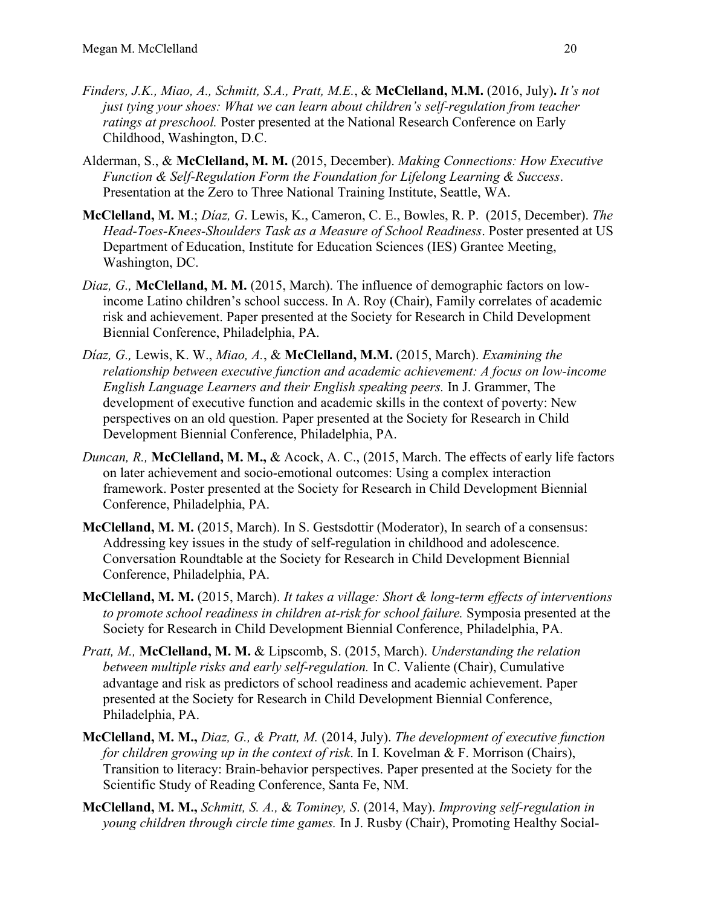*Finders, J.K., Miao, A., Schmitt, S.A., Pratt, M.E.*, & **McClelland, M.M.** (2016, July)**.** *It's not just tying your shoes: What we can learn about children's self-regulation from teacher ratings at preschool.* Poster presented at the National Research Conference on Early Childhood, Washington, D.C.

Alderman, S., & **McClelland, M. M.** (2015, December). *Making Connections: How Executive Function & Self-Regulation Form the Foundation for Lifelong Learning & Success*. Presentation at the Zero to Three National Training Institute, Seattle, WA.

**McClelland, M. M**.; *Díaz, G*. Lewis, K., Cameron, C. E., Bowles, R. P. (2015, December). *The Head-Toes-Knees-Shoulders Task as a Measure of School Readiness*. Poster presented at US Department of Education, Institute for Education Sciences (IES) Grantee Meeting, Washington, DC.

*Diaz, G.,* **McClelland, M. M.** (2015, March). The influence of demographic factors on low-income Latino children's school success. In A. Roy (Chair), Family correlates of academic risk and achievement. Paper presented at the Society for Research in Child Development Biennial Conference, Philadelphia, PA.

*Díaz, G.,* Lewis, K. W., *Miao, A.*, & **McClelland, M.M.** (2015, March). *Examining the relationship between executive function and academic achievement: A focus on low-income English Language Learners and their English speaking peers.* In J. Grammer, The development of executive function and academic skills in the context of poverty: New perspectives on an old question. Paper presented at the Society for Research in Child Development Biennial Conference, Philadelphia, PA.

*Duncan, R.,* **McClelland, M. M.,** & Acock, A. C., (2015, March. The effects of early life factors on later achievement and socio-emotional outcomes: Using a complex interaction framework. Poster presented at the Society for Research in Child Development Biennial Conference, Philadelphia, PA.

**McClelland, M. M.** (2015, March). In S. Gestsdottir (Moderator), In search of a consensus: Addressing key issues in the study of self-regulation in childhood and adolescence. Conversation Roundtable at the Society for Research in Child Development Biennial Conference, Philadelphia, PA.

**McClelland, M. M.** (2015, March). *It takes a village: Short & long-term effects of interventions to promote school readiness in children at-risk for school failure.* Symposia presented at the Society for Research in Child Development Biennial Conference, Philadelphia, PA.

*Pratt, M.,* **McClelland, M. M.** & Lipscomb, S. (2015, March). *Understanding the relation between multiple risks and early self-regulation.* In C. Valiente (Chair), Cumulative advantage and risk as predictors of school readiness and academic achievement. Paper presented at the Society for Research in Child Development Biennial Conference, Philadelphia, PA.

**McClelland, M. M.,** *Diaz, G., & Pratt, M.* (2014, July). *The development of executive function for children growing up in the context of risk*. In I. Kovelman & F. Morrison (Chairs), Transition to literacy: Brain-behavior perspectives. Paper presented at the Society for the Scientific Study of Reading Conference, Santa Fe, NM.

**McClelland, M. M.,** *Schmitt, S. A.,* & *Tominey, S*. (2014, May). *Improving self-regulation in young children through circle time games.* In J. Rusby (Chair), Promoting Healthy Social-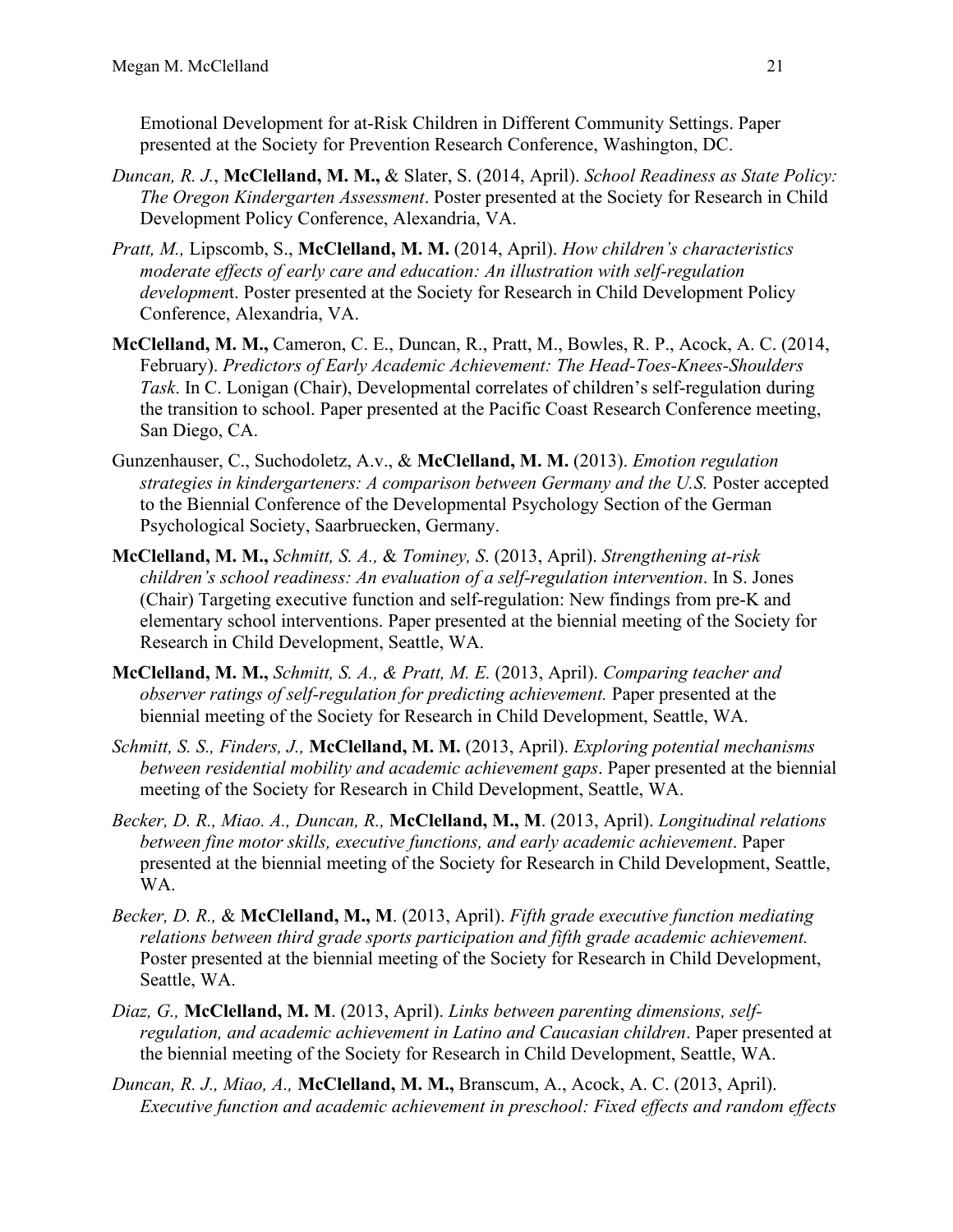Emotional Development for at-Risk Children in Different Community Settings. Paper presented at the Society for Prevention Research Conference, Washington, DC.

*Duncan, R. J.*, **McClelland, M. M.,** & Slater, S. (2014, April). *School Readiness as State Policy: The Oregon Kindergarten Assessment*. Poster presented at the Society for Research in Child Development Policy Conference, Alexandria, VA.

*Pratt, M.,* Lipscomb, S., **McClelland, M. M.** (2014, April). *How children's characteristics moderate effects of early care and education: An illustration with self-regulation developmen*t. Poster presented at the Society for Research in Child Development Policy Conference, Alexandria, VA.

**McClelland, M. M.,** Cameron, C. E., Duncan, R., Pratt, M., Bowles, R. P., Acock, A. C. (2014, February). *Predictors of Early Academic Achievement: The Head-Toes-Knees-Shoulders Task*. In C. Lonigan (Chair), Developmental correlates of children's self-regulation during the transition to school. Paper presented at the Pacific Coast Research Conference meeting, San Diego, CA.

Gunzenhauser, C., Suchodoletz, A.v., & **McClelland, M. M.** (2013). *Emotion regulation strategies in kindergarteners: A comparison between Germany and the U.S.* Poster accepted to the Biennial Conference of the Developmental Psychology Section of the German Psychological Society, Saarbruecken, Germany.

**McClelland, M. M.,** *Schmitt, S. A.,* & *Tominey, S*. (2013, April). *Strengthening at-risk children's school readiness: An evaluation of a self-regulation intervention*. In S. Jones (Chair) Targeting executive function and self-regulation: New findings from pre-K and elementary school interventions. Paper presented at the biennial meeting of the Society for Research in Child Development, Seattle, WA.

**McClelland, M. M.,** *Schmitt, S. A., & Pratt, M. E.* (2013, April). *Comparing teacher and observer ratings of self-regulation for predicting achievement.* Paper presented at the biennial meeting of the Society for Research in Child Development, Seattle, WA.

*Schmitt, S. S., Finders, J.,* **McClelland, M. M.** (2013, April). *Exploring potential mechanisms between residential mobility and academic achievement gaps*. Paper presented at the biennial meeting of the Society for Research in Child Development, Seattle, WA.

*Becker, D. R., Miao. A., Duncan, R.,* **McClelland, M., M**. (2013, April). *Longitudinal relations between fine motor skills, executive functions, and early academic achievement*. Paper presented at the biennial meeting of the Society for Research in Child Development, Seattle, WA.

*Becker, D. R.,* & **McClelland, M., M**. (2013, April). *Fifth grade executive function mediating relations between third grade sports participation and fifth grade academic achievement.* Poster presented at the biennial meeting of the Society for Research in Child Development, Seattle, WA.

*Diaz, G.,* **McClelland, M. M**. (2013, April). *Links between parenting dimensions, self-regulation, and academic achievement in Latino and Caucasian children*. Paper presented at the biennial meeting of the Society for Research in Child Development, Seattle, WA.

*Duncan, R. J., Miao, A.,* **McClelland, M. M.,** Branscum, A., Acock, A. C. (2013, April). *Executive function and academic achievement in preschool: Fixed effects and random effects*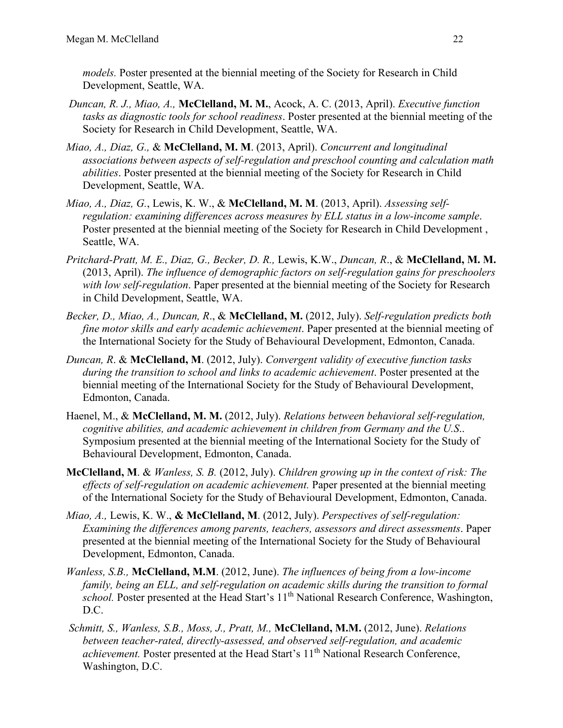*models.* Poster presented at the biennial meeting of the Society for Research in Child Development, Seattle, WA.

*Duncan, R. J., Miao, A.,* **McClelland, M. M.**, Acock, A. C. (2013, April). *Executive function tasks as diagnostic tools for school readiness*. Poster presented at the biennial meeting of the Society for Research in Child Development, Seattle, WA.

*Miao, A., Diaz, G.,* & **McClelland, M. M**. (2013, April). *Concurrent and longitudinal associations between aspects of self-regulation and preschool counting and calculation math abilities*. Poster presented at the biennial meeting of the Society for Research in Child Development, Seattle, WA.

*Miao, A., Diaz, G.*, Lewis, K. W., & **McClelland, M. M**. (2013, April). *Assessing self-regulation: examining differences across measures by ELL status in a low-income sample*. Poster presented at the biennial meeting of the Society for Research in Child Development , Seattle, WA.

*Pritchard-Pratt, M. E., Diaz, G., Becker, D. R.,* Lewis, K.W., *Duncan, R*., & **McClelland, M. M.** (2013, April). *The influence of demographic factors on self-regulation gains for preschoolers with low self-regulation*. Paper presented at the biennial meeting of the Society for Research in Child Development, Seattle, WA.

*Becker, D., Miao, A., Duncan, R*., & **McClelland, M.** (2012, July). *Self-regulation predicts both fine motor skills and early academic achievement*. Paper presented at the biennial meeting of the International Society for the Study of Behavioural Development, Edmonton, Canada.

*Duncan, R*. & **McClelland, M**. (2012, July). *Convergent validity of executive function tasks during the transition to school and links to academic achievement*. Poster presented at the biennial meeting of the International Society for the Study of Behavioural Development, Edmonton, Canada.

Haenel, M., & **McClelland, M. M.** (2012, July). *Relations between behavioral self-regulation, cognitive abilities, and academic achievement in children from Germany and the U.S.*. Symposium presented at the biennial meeting of the International Society for the Study of Behavioural Development, Edmonton, Canada.

**McClelland, M**. & *Wanless, S. B.* (2012, July). *Children growing up in the context of risk: The effects of self-regulation on academic achievement.* Paper presented at the biennial meeting of the International Society for the Study of Behavioural Development, Edmonton, Canada.

*Miao, A.,* Lewis, K. W., **& McClelland, M**. (2012, July). *Perspectives of self-regulation: Examining the differences among parents, teachers, assessors and direct assessments*. Paper presented at the biennial meeting of the International Society for the Study of Behavioural Development, Edmonton, Canada.

*Wanless, S.B.,* **McClelland, M.M**. (2012, June). *The influences of being from a low-income family, being an ELL, and self-regulation on academic skills during the transition to formal school.* Poster presented at the Head Start's 11th National Research Conference, Washington, D.C.

*Schmitt, S., Wanless, S.B., Moss, J., Pratt, M.,* **McClelland, M.M.** (2012, June). *Relations between teacher-rated, directly-assessed, and observed self-regulation, and academic achievement.* Poster presented at the Head Start's 11th National Research Conference, Washington, D.C.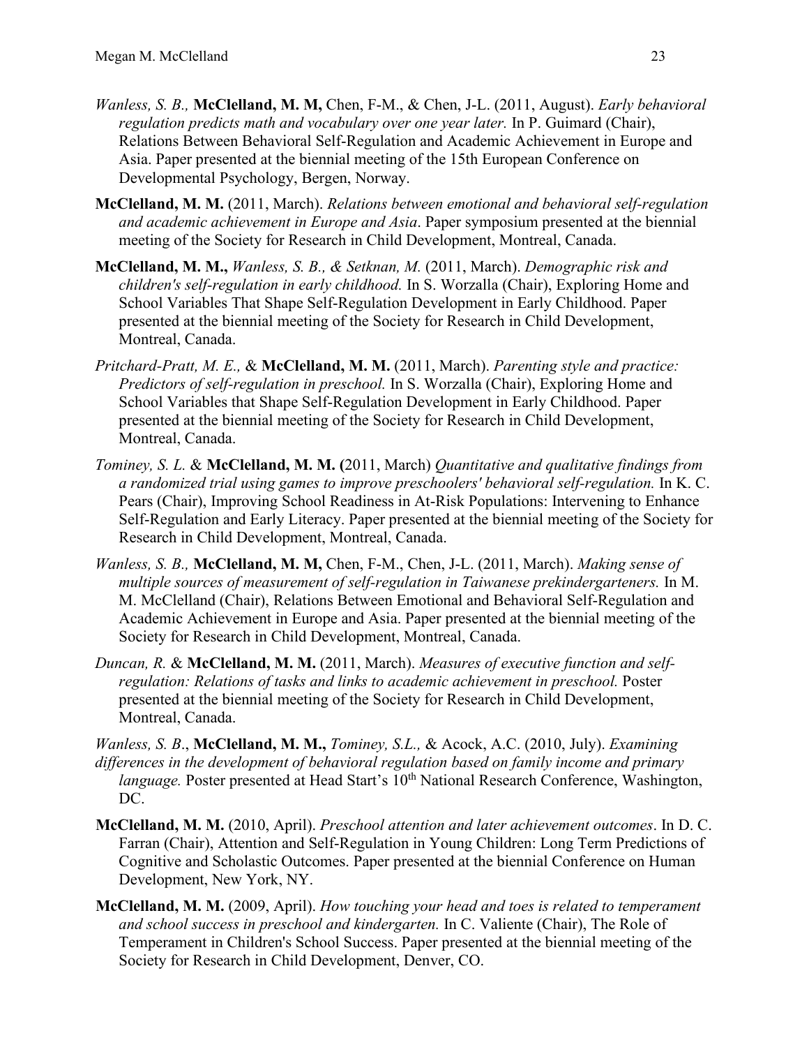*Wanless, S. B.,* **McClelland, M. M,** Chen, F-M., & Chen, J-L. (2011, August). *Early behavioral regulation predicts math and vocabulary over one year later.* In P. Guimard (Chair), Relations Between Behavioral Self-Regulation and Academic Achievement in Europe and Asia. Paper presented at the biennial meeting of the 15th European Conference on Developmental Psychology, Bergen, Norway.

**McClelland, M. M.** (2011, March). *Relations between emotional and behavioral self-regulation and academic achievement in Europe and Asia*. Paper symposium presented at the biennial meeting of the Society for Research in Child Development, Montreal, Canada.

**McClelland, M. M.,** *Wanless, S. B., & Setknan, M.* (2011, March). *Demographic risk and children's self-regulation in early childhood.* In S. Worzalla (Chair), Exploring Home and School Variables That Shape Self-Regulation Development in Early Childhood. Paper presented at the biennial meeting of the Society for Research in Child Development, Montreal, Canada.

*Pritchard-Pratt, M. E.,* & **McClelland, M. M.** (2011, March). *Parenting style and practice: Predictors of self-regulation in preschool.* In S. Worzalla (Chair), Exploring Home and School Variables that Shape Self-Regulation Development in Early Childhood. Paper presented at the biennial meeting of the Society for Research in Child Development, Montreal, Canada.

*Tominey, S. L.* & **McClelland, M. M. (**2011, March) *Quantitative and qualitative findings from a randomized trial using games to improve preschoolers' behavioral self-regulation.* In K. C. Pears (Chair), Improving School Readiness in At-Risk Populations: Intervening to Enhance Self-Regulation and Early Literacy. Paper presented at the biennial meeting of the Society for Research in Child Development, Montreal, Canada.

*Wanless, S. B.,* **McClelland, M. M,** Chen, F-M., Chen, J-L. (2011, March). *Making sense of multiple sources of measurement of self-regulation in Taiwanese prekindergarteners.* In M. M. McClelland (Chair), Relations Between Emotional and Behavioral Self-Regulation and Academic Achievement in Europe and Asia. Paper presented at the biennial meeting of the Society for Research in Child Development, Montreal, Canada.

*Duncan, R.* & **McClelland, M. M.** (2011, March). *Measures of executive function and self-regulation: Relations of tasks and links to academic achievement in preschool.* Poster presented at the biennial meeting of the Society for Research in Child Development, Montreal, Canada.

*Wanless, S. B*., **McClelland, M. M.,** *Tominey, S.L.,* & Acock, A.C. (2010, July). *Examining differences in the development of behavioral regulation based on family income and primary language.* Poster presented at Head Start's 10th National Research Conference, Washington, DC.

**McClelland, M. M.** (2010, April). *Preschool attention and later achievement outcomes*. In D. C. Farran (Chair), Attention and Self-Regulation in Young Children: Long Term Predictions of Cognitive and Scholastic Outcomes. Paper presented at the biennial Conference on Human Development, New York, NY.

**McClelland, M. M.** (2009, April). *How touching your head and toes is related to temperament and school success in preschool and kindergarten.* In C. Valiente (Chair), The Role of Temperament in Children's School Success. Paper presented at the biennial meeting of the Society for Research in Child Development, Denver, CO.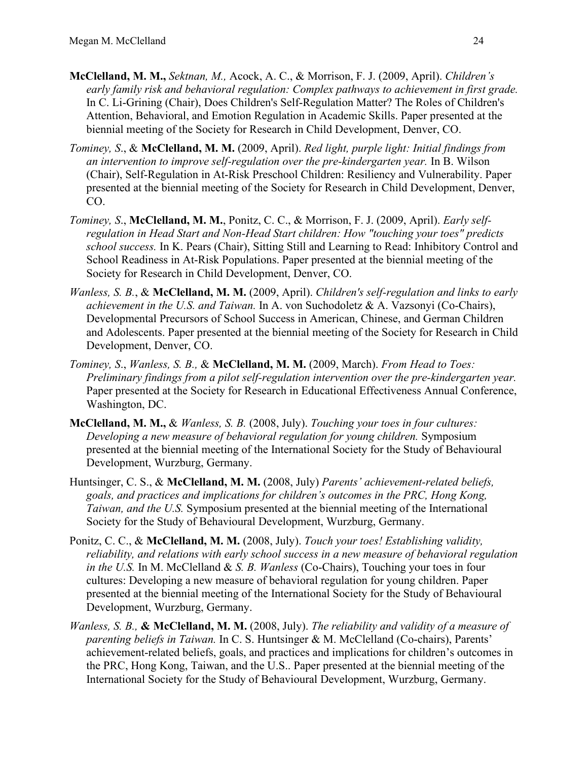**McClelland, M. M.,** *Sektnan, M.,* Acock, A. C., & Morrison, F. J. (2009, April). *Children's early family risk and behavioral regulation: Complex pathways to achievement in first grade.* In C. Li-Grining (Chair), Does Children's Self-Regulation Matter? The Roles of Children's Attention, Behavioral, and Emotion Regulation in Academic Skills. Paper presented at the biennial meeting of the Society for Research in Child Development, Denver, CO.

*Tominey, S*., & **McClelland, M. M.** (2009, April). *Red light, purple light: Initial findings from an intervention to improve self-regulation over the pre-kindergarten year.* In B. Wilson (Chair), Self-Regulation in At-Risk Preschool Children: Resiliency and Vulnerability. Paper presented at the biennial meeting of the Society for Research in Child Development, Denver, CO.

*Tominey, S*., **McClelland, M. M.**, Ponitz, C. C., & Morrison, F. J. (2009, April). *Early self-regulation in Head Start and Non-Head Start children: How "touching your toes" predicts school success.* In K. Pears (Chair), Sitting Still and Learning to Read: Inhibitory Control and School Readiness in At-Risk Populations. Paper presented at the biennial meeting of the Society for Research in Child Development, Denver, CO.

*Wanless, S. B.*, & **McClelland, M. M.** (2009, April). *Children's self-regulation and links to early achievement in the U.S. and Taiwan.* In A. von Suchodoletz & A. Vazsonyi (Co-Chairs), Developmental Precursors of School Success in American, Chinese, and German Children and Adolescents. Paper presented at the biennial meeting of the Society for Research in Child Development, Denver, CO.

*Tominey, S*., *Wanless, S. B.,* & **McClelland, M. M.** (2009, March). *From Head to Toes: Preliminary findings from a pilot self-regulation intervention over the pre-kindergarten year.* Paper presented at the Society for Research in Educational Effectiveness Annual Conference, Washington, DC.

**McClelland, M. M.,** & *Wanless, S. B.* (2008, July). *Touching your toes in four cultures: Developing a new measure of behavioral regulation for young children.* Symposium presented at the biennial meeting of the International Society for the Study of Behavioural Development, Wurzburg, Germany.

Huntsinger, C. S., & **McClelland, M. M.** (2008, July) *Parents' achievement-related beliefs, goals, and practices and implications for children's outcomes in the PRC, Hong Kong, Taiwan, and the U.S.* Symposium presented at the biennial meeting of the International Society for the Study of Behavioural Development, Wurzburg, Germany.

Ponitz, C. C., & **McClelland, M. M.** (2008, July). *Touch your toes! Establishing validity, reliability, and relations with early school success in a new measure of behavioral regulation in the U.S.* In M. McClelland & *S. B. Wanless* (Co-Chairs), Touching your toes in four cultures: Developing a new measure of behavioral regulation for young children. Paper presented at the biennial meeting of the International Society for the Study of Behavioural Development, Wurzburg, Germany.

*Wanless, S. B.,* **& McClelland, M. M.** (2008, July). *The reliability and validity of a measure of parenting beliefs in Taiwan.* In C. S. Huntsinger & M. McClelland (Co-chairs), Parents' achievement-related beliefs, goals, and practices and implications for children's outcomes in the PRC, Hong Kong, Taiwan, and the U.S.. Paper presented at the biennial meeting of the International Society for the Study of Behavioural Development, Wurzburg, Germany.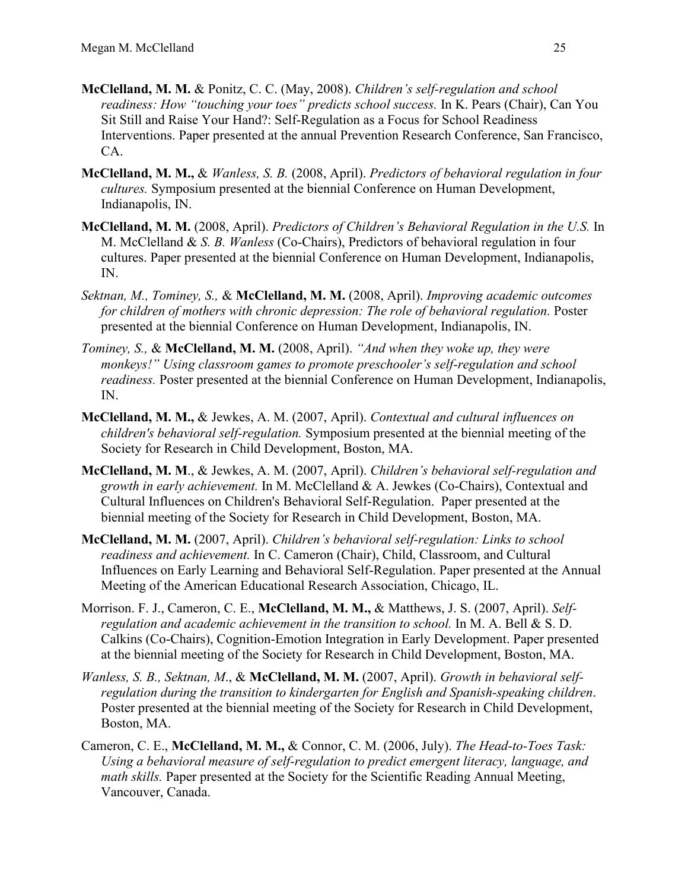**McClelland, M. M.** & Ponitz, C. C. (May, 2008). *Children's self-regulation and school readiness: How "touching your toes" predicts school success.* In K. Pears (Chair), Can You Sit Still and Raise Your Hand?: Self-Regulation as a Focus for School Readiness Interventions. Paper presented at the annual Prevention Research Conference, San Francisco, CA.

**McClelland, M. M.,** & *Wanless, S. B.* (2008, April). *Predictors of behavioral regulation in four cultures.* Symposium presented at the biennial Conference on Human Development, Indianapolis, IN.

**McClelland, M. M.** (2008, April). *Predictors of Children's Behavioral Regulation in the U.S.* In M. McClelland & *S. B. Wanless* (Co-Chairs), Predictors of behavioral regulation in four cultures. Paper presented at the biennial Conference on Human Development, Indianapolis, IN.

*Sektnan, M., Tominey, S.,* & **McClelland, M. M.** (2008, April). *Improving academic outcomes for children of mothers with chronic depression: The role of behavioral regulation.* Poster presented at the biennial Conference on Human Development, Indianapolis, IN.

*Tominey, S.,* & **McClelland, M. M.** (2008, April). *"And when they woke up, they were monkeys!" Using classroom games to promote preschooler's self-regulation and school readiness.* Poster presented at the biennial Conference on Human Development, Indianapolis, IN.

**McClelland, M. M.,** & Jewkes, A. M. (2007, April). *Contextual and cultural influences on children's behavioral self-regulation.* Symposium presented at the biennial meeting of the Society for Research in Child Development, Boston, MA.

**McClelland, M. M**., & Jewkes, A. M. (2007, April). *Children's behavioral self-regulation and growth in early achievement.* In M. McClelland & A. Jewkes (Co-Chairs), Contextual and Cultural Influences on Children's Behavioral Self-Regulation. Paper presented at the biennial meeting of the Society for Research in Child Development, Boston, MA.

**McClelland, M. M.** (2007, April). *Children's behavioral self-regulation: Links to school readiness and achievement.* In C. Cameron (Chair), Child, Classroom, and Cultural Influences on Early Learning and Behavioral Self-Regulation. Paper presented at the Annual Meeting of the American Educational Research Association, Chicago, IL.

Morrison. F. J., Cameron, C. E., **McClelland, M. M.,** & Matthews, J. S. (2007, April). *Self-regulation and academic achievement in the transition to school.* In M. A. Bell & S. D. Calkins (Co-Chairs), Cognition-Emotion Integration in Early Development. Paper presented at the biennial meeting of the Society for Research in Child Development, Boston, MA.

*Wanless, S. B., Sektnan, M*., & **McClelland, M. M.** (2007, April). *Growth in behavioral self-regulation during the transition to kindergarten for English and Spanish-speaking children*. Poster presented at the biennial meeting of the Society for Research in Child Development, Boston, MA.

Cameron, C. E., **McClelland, M. M.,** & Connor, C. M. (2006, July). *The Head-to-Toes Task: Using a behavioral measure of self-regulation to predict emergent literacy, language, and math skills.* Paper presented at the Society for the Scientific Reading Annual Meeting, Vancouver, Canada.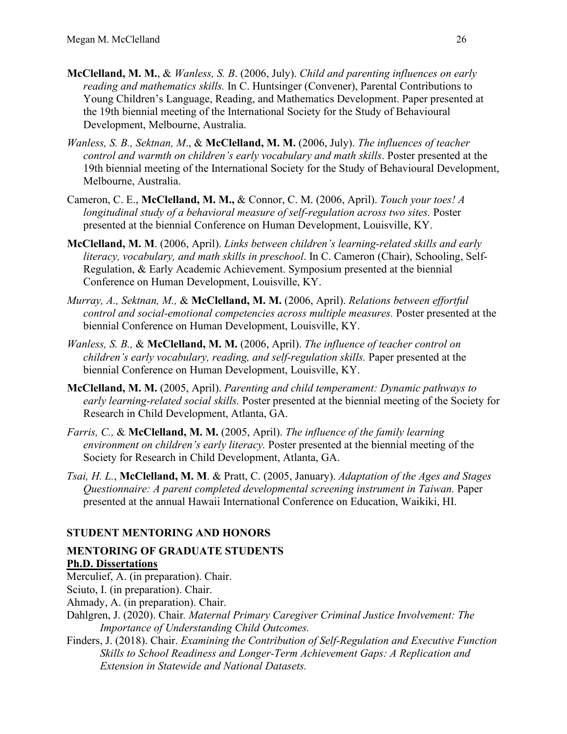**McClelland, M. M.**, & *Wanless, S. B*. (2006, July). *Child and parenting influences on early reading and mathematics skills.* In C. Huntsinger (Convener), Parental Contributions to Young Children's Language, Reading, and Mathematics Development. Paper presented at the 19th biennial meeting of the International Society for the Study of Behavioural Development, Melbourne, Australia.

*Wanless, S. B., Sektnan, M*., & **McClelland, M. M.** (2006, July). *The influences of teacher control and warmth on children's early vocabulary and math skills*. Poster presented at the 19th biennial meeting of the International Society for the Study of Behavioural Development, Melbourne, Australia.

Cameron, C. E., **McClelland, M. M.,** & Connor, C. M. (2006, April). *Touch your toes! A longitudinal study of a behavioral measure of self-regulation across two sites.* Poster presented at the biennial Conference on Human Development, Louisville, KY.

**McClelland, M. M**. (2006, April). *Links between children's learning-related skills and early literacy, vocabulary, and math skills in preschool*. In C. Cameron (Chair), Schooling, Self-Regulation, & Early Academic Achievement. Symposium presented at the biennial Conference on Human Development, Louisville, KY.

*Murray, A., Sektnan, M.,* & **McClelland, M. M.** (2006, April). *Relations between effortful control and social-emotional competencies across multiple measures.* Poster presented at the biennial Conference on Human Development, Louisville, KY.

*Wanless, S. B.,* & **McClelland, M. M.** (2006, April). *The influence of teacher control on children's early vocabulary, reading, and self-regulation skills.* Paper presented at the biennial Conference on Human Development, Louisville, KY.

**McClelland, M. M.** (2005, April). *Parenting and child temperament: Dynamic pathways to early learning-related social skills.* Poster presented at the biennial meeting of the Society for Research in Child Development, Atlanta, GA.

*Farris, C.,* & **McClelland, M. M.** (2005, April). *The influence of the family learning environment on children's early literacy.* Poster presented at the biennial meeting of the Society for Research in Child Development, Atlanta, GA.

*Tsai, H. L.*, **McClelland, M. M**. & Pratt, C. (2005, January). *Adaptation of the Ages and Stages Questionnaire: A parent completed developmental screening instrument in Taiwan.* Paper presented at the annual Hawaii International Conference on Education, Waikiki, HI.

## STUDENT MENTORING AND HONORS

## MENTORING OF GRADUATE STUDENTS

### Ph.D. Dissertations

Merculief, A. (in preparation). Chair.

Sciuto, I. (in preparation). Chair.

Ahmady, A. (in preparation). Chair.

Dahlgren, J. (2020). Chair*. Maternal Primary Caregiver Criminal Justice Involvement: The Importance of Understanding Child Outcomes.*

Finders, J. (2018). Chair. *Examining the Contribution of Self-Regulation and Executive Function Skills to School Readiness and Longer-Term Achievement Gaps: A Replication and Extension in Statewide and National Datasets.*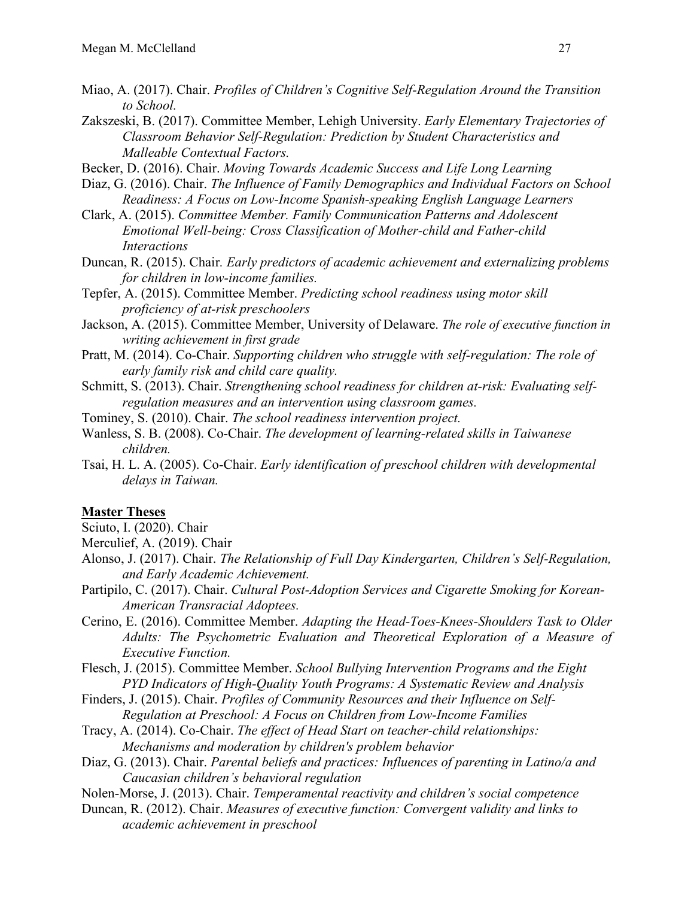Miao, A. (2017). Chair. *Profiles of Children's Cognitive Self-Regulation Around the Transition to School.*

Zakszeski, B. (2017). Committee Member, Lehigh University. *Early Elementary Trajectories of Classroom Behavior Self-Regulation: Prediction by Student Characteristics and Malleable Contextual Factors.*

Becker, D. (2016). Chair. *Moving Towards Academic Success and Life Long Learning*

Diaz, G. (2016). Chair. *The Influence of Family Demographics and Individual Factors on School Readiness: A Focus on Low-Income Spanish-speaking English Language Learners*

Clark, A. (2015). *Committee Member. Family Communication Patterns and Adolescent Emotional Well-being: Cross Classification of Mother-child and Father-child Interactions*

Duncan, R. (2015). Chair. *Early predictors of academic achievement and externalizing problems for children in low-income families.*

Tepfer, A. (2015). Committee Member. *Predicting school readiness using motor skill proficiency of at-risk preschoolers*

Jackson, A. (2015). Committee Member, University of Delaware. *The role of executive function in writing achievement in first grade*

Pratt, M. (2014). Co-Chair. *Supporting children who struggle with self-regulation: The role of early family risk and child care quality.*

Schmitt, S. (2013). Chair. *Strengthening school readiness for children at-risk: Evaluating self-regulation measures and an intervention using classroom games.*

Tominey, S. (2010). Chair. *The school readiness intervention project.*

Wanless, S. B. (2008). Co-Chair. *The development of learning-related skills in Taiwanese children.*

Tsai, H. L. A. (2005). Co-Chair. *Early identification of preschool children with developmental delays in Taiwan.*

**Master Theses**

Sciuto, I. (2020). Chair

Merculief, A. (2019). Chair

Alonso, J. (2017). Chair. *The Relationship of Full Day Kindergarten, Children's Self-Regulation, and Early Academic Achievement.*

Partipilo, C. (2017). Chair. *Cultural Post-Adoption Services and Cigarette Smoking for Korean-American Transracial Adoptees.*

Cerino, E. (2016). Committee Member. *Adapting the Head-Toes-Knees-Shoulders Task to Older Adults: The Psychometric Evaluation and Theoretical Exploration of a Measure of Executive Function.*

Flesch, J. (2015). Committee Member. *School Bullying Intervention Programs and the Eight PYD Indicators of High-Quality Youth Programs: A Systematic Review and Analysis*

Finders, J. (2015). Chair. *Profiles of Community Resources and their Influence on Self-Regulation at Preschool: A Focus on Children from Low-Income Families*

Tracy, A. (2014). Co-Chair. *The effect of Head Start on teacher-child relationships: Mechanisms and moderation by children's problem behavior*

Diaz, G. (2013). Chair. *Parental beliefs and practices: Influences of parenting in Latino/a and Caucasian children's behavioral regulation*

Nolen-Morse, J. (2013). Chair. *Temperamental reactivity and children's social competence*

Duncan, R. (2012). Chair. *Measures of executive function: Convergent validity and links to academic achievement in preschool*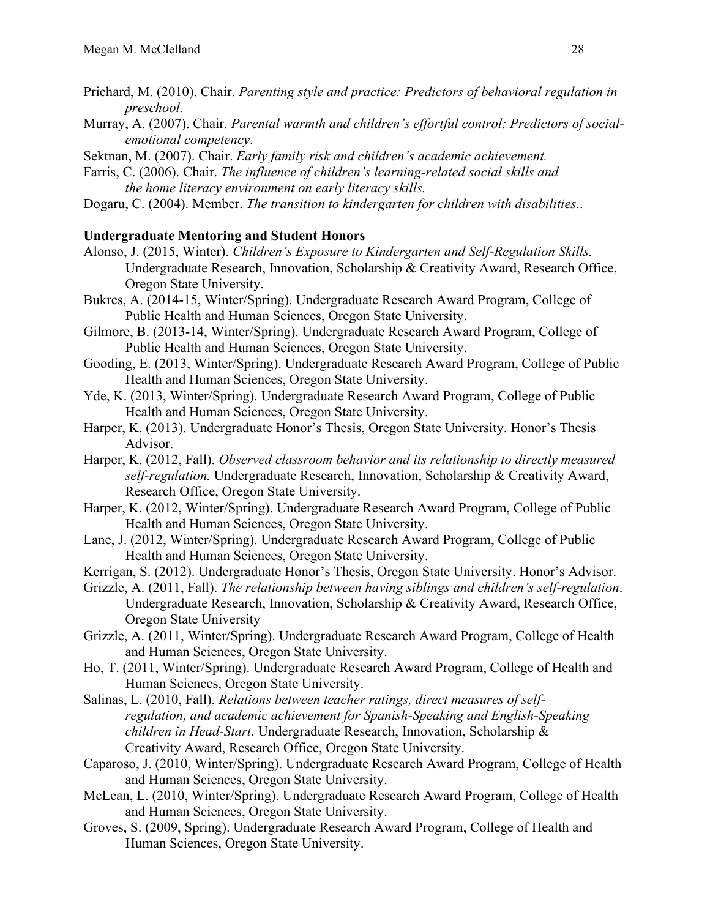Prichard, M. (2010). Chair. *Parenting style and practice: Predictors of behavioral regulation in preschool.*

Murray, A. (2007). Chair. *Parental warmth and children's effortful control: Predictors of social-emotional competency*.

Sektnan, M. (2007). Chair. *Early family risk and children's academic achievement.*

Farris, C. (2006). Chair. *The influence of children's learning-related social skills and the home literacy environment on early literacy skills.*

Dogaru, C. (2004). Member. *The transition to kindergarten for children with disabilities*..

**Undergraduate Mentoring and Student Honors**

Alonso, J. (2015, Winter). *Children's Exposure to Kindergarten and Self-Regulation Skills.* Undergraduate Research, Innovation, Scholarship & Creativity Award, Research Office, Oregon State University.

Bukres, A. (2014-15, Winter/Spring). Undergraduate Research Award Program, College of Public Health and Human Sciences, Oregon State University.

Gilmore, B. (2013-14, Winter/Spring). Undergraduate Research Award Program, College of Public Health and Human Sciences, Oregon State University.

Gooding, E. (2013, Winter/Spring). Undergraduate Research Award Program, College of Public Health and Human Sciences, Oregon State University.

Yde, K. (2013, Winter/Spring). Undergraduate Research Award Program, College of Public Health and Human Sciences, Oregon State University.

Harper, K. (2013). Undergraduate Honor's Thesis, Oregon State University. Honor's Thesis Advisor.

Harper, K. (2012, Fall). *Observed classroom behavior and its relationship to directly measured self-regulation.* Undergraduate Research, Innovation, Scholarship & Creativity Award, Research Office, Oregon State University.

Harper, K. (2012, Winter/Spring). Undergraduate Research Award Program, College of Public Health and Human Sciences, Oregon State University.

Lane, J. (2012, Winter/Spring). Undergraduate Research Award Program, College of Public Health and Human Sciences, Oregon State University.

Kerrigan, S. (2012). Undergraduate Honor's Thesis, Oregon State University. Honor's Advisor.

Grizzle, A. (2011, Fall). *The relationship between having siblings and children's self-regulation*. Undergraduate Research, Innovation, Scholarship & Creativity Award, Research Office, Oregon State University

Grizzle, A. (2011, Winter/Spring). Undergraduate Research Award Program, College of Health and Human Sciences, Oregon State University.

Ho, T. (2011, Winter/Spring). Undergraduate Research Award Program, College of Health and Human Sciences, Oregon State University.

Salinas, L. (2010, Fall). *Relations between teacher ratings, direct measures of self-regulation, and academic achievement for Spanish-Speaking and English-Speaking children in Head-Start*. Undergraduate Research, Innovation, Scholarship & Creativity Award, Research Office, Oregon State University.

Caparoso, J. (2010, Winter/Spring). Undergraduate Research Award Program, College of Health and Human Sciences, Oregon State University.

McLean, L. (2010, Winter/Spring). Undergraduate Research Award Program, College of Health and Human Sciences, Oregon State University.

Groves, S. (2009, Spring). Undergraduate Research Award Program, College of Health and Human Sciences, Oregon State University.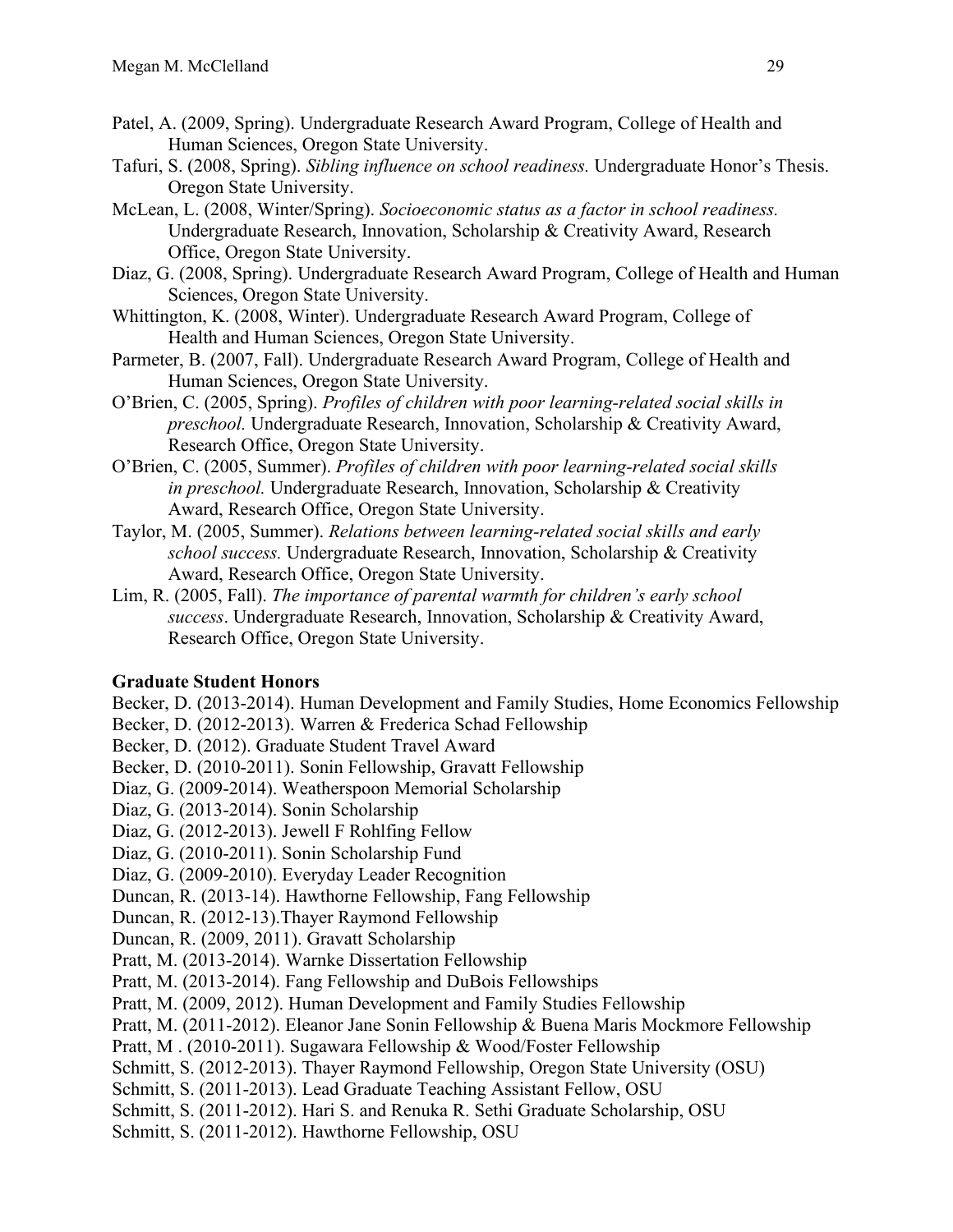Patel, A. (2009, Spring). Undergraduate Research Award Program, College of Health and Human Sciences, Oregon State University.

Tafuri, S. (2008, Spring). *Sibling influence on school readiness.* Undergraduate Honor's Thesis. Oregon State University.

McLean, L. (2008, Winter/Spring). *Socioeconomic status as a factor in school readiness.* Undergraduate Research, Innovation, Scholarship & Creativity Award, Research Office, Oregon State University.

Diaz, G. (2008, Spring). Undergraduate Research Award Program, College of Health and Human Sciences, Oregon State University.

Whittington, K. (2008, Winter). Undergraduate Research Award Program, College of Health and Human Sciences, Oregon State University.

Parmeter, B. (2007, Fall). Undergraduate Research Award Program, College of Health and Human Sciences, Oregon State University.

O'Brien, C. (2005, Spring). *Profiles of children with poor learning-related social skills in preschool.* Undergraduate Research, Innovation, Scholarship & Creativity Award, Research Office, Oregon State University.

O'Brien, C. (2005, Summer). *Profiles of children with poor learning-related social skills in preschool.* Undergraduate Research, Innovation, Scholarship & Creativity Award, Research Office, Oregon State University.

Taylor, M. (2005, Summer). *Relations between learning-related social skills and early school success.* Undergraduate Research, Innovation, Scholarship & Creativity Award, Research Office, Oregon State University.

Lim, R. (2005, Fall). *The importance of parental warmth for children's early school success*. Undergraduate Research, Innovation, Scholarship & Creativity Award, Research Office, Oregon State University.

**Graduate Student Honors**

Becker, D. (2013-2014). Human Development and Family Studies, Home Economics Fellowship
Becker, D. (2012-2013). Warren & Frederica Schad Fellowship
Becker, D. (2012). Graduate Student Travel Award
Becker, D. (2010-2011). Sonin Fellowship, Gravatt Fellowship
Diaz, G. (2009-2014). Weatherspoon Memorial Scholarship
Diaz, G. (2013-2014). Sonin Scholarship
Diaz, G. (2012-2013). Jewell F Rohlfing Fellow
Diaz, G. (2010-2011). Sonin Scholarship Fund
Diaz, G. (2009-2010). Everyday Leader Recognition
Duncan, R. (2013-14). Hawthorne Fellowship, Fang Fellowship
Duncan, R. (2012-13).Thayer Raymond Fellowship
Duncan, R. (2009, 2011). Gravatt Scholarship
Pratt, M. (2013-2014). Warnke Dissertation Fellowship
Pratt, M. (2013-2014). Fang Fellowship and DuBois Fellowships
Pratt, M. (2009, 2012). Human Development and Family Studies Fellowship
Pratt, M. (2011-2012). Eleanor Jane Sonin Fellowship & Buena Maris Mockmore Fellowship
Pratt, M . (2010-2011). Sugawara Fellowship & Wood/Foster Fellowship
Schmitt, S. (2012-2013). Thayer Raymond Fellowship, Oregon State University (OSU)
Schmitt, S. (2011-2013). Lead Graduate Teaching Assistant Fellow, OSU
Schmitt, S. (2011-2012). Hari S. and Renuka R. Sethi Graduate Scholarship, OSU
Schmitt, S. (2011-2012). Hawthorne Fellowship, OSU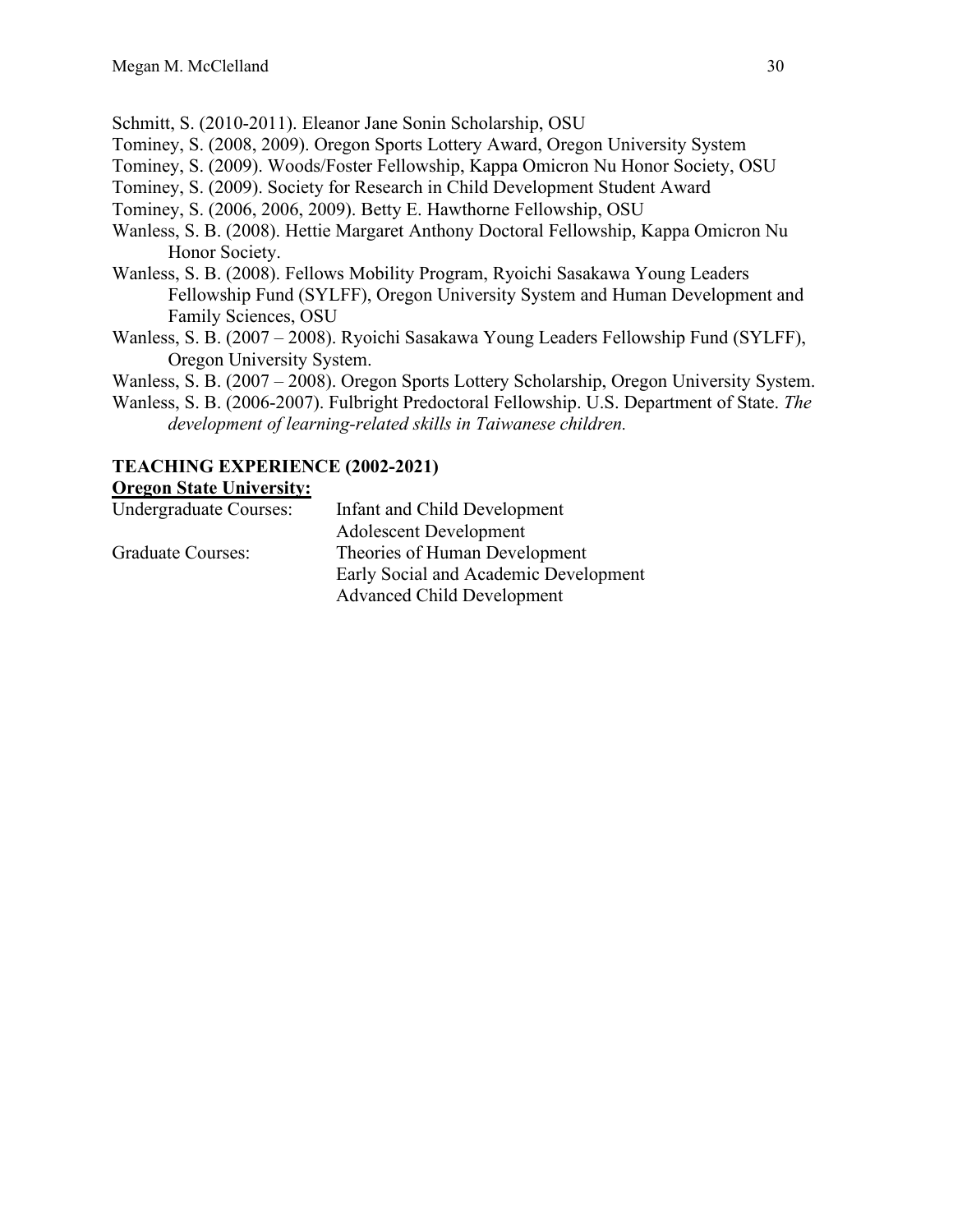Schmitt, S. (2010-2011). Eleanor Jane Sonin Scholarship, OSU

Tominey, S. (2008, 2009). Oregon Sports Lottery Award, Oregon University System

Tominey, S. (2009). Woods/Foster Fellowship, Kappa Omicron Nu Honor Society, OSU

Tominey, S. (2009). Society for Research in Child Development Student Award

Tominey, S. (2006, 2006, 2009). Betty E. Hawthorne Fellowship, OSU

Wanless, S. B. (2008). Hettie Margaret Anthony Doctoral Fellowship, Kappa Omicron Nu Honor Society.

Wanless, S. B. (2008). Fellows Mobility Program, Ryoichi Sasakawa Young Leaders Fellowship Fund (SYLFF), Oregon University System and Human Development and Family Sciences, OSU

Wanless, S. B. (2007 – 2008). Ryoichi Sasakawa Young Leaders Fellowship Fund (SYLFF), Oregon University System.

Wanless, S. B. (2007 – 2008). Oregon Sports Lottery Scholarship, Oregon University System.

Wanless, S. B. (2006-2007). Fulbright Predoctoral Fellowship. U.S. Department of State. *The development of learning-related skills in Taiwanese children.*

**TEACHING EXPERIENCE (2002-2021)**

**Oregon State University:**

| | |
|---|---|
| Undergraduate Courses: | Infant and Child Development |
| | Adolescent Development |
| Graduate Courses: | Theories of Human Development |
| | Early Social and Academic Development |
| | Advanced Child Development |